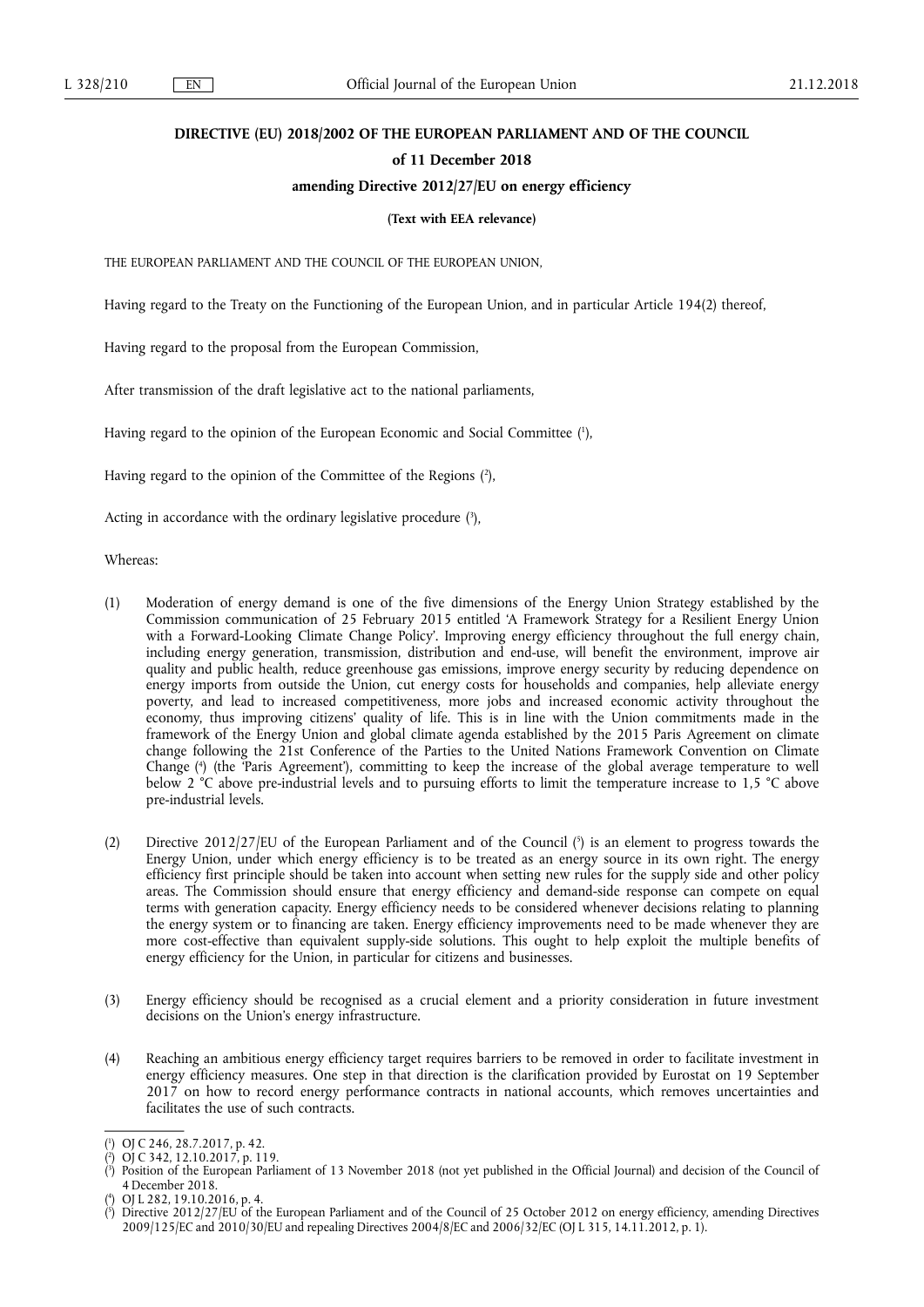# DIRECTIVE (EU) 2018/2002 OF THE EUROPEAN PARLIAMENT AND OF THE COUNCIL

## of 11 December 2018

## amending Directive 2012/27/EU on energy efficiency

**(Text with EEA relevance)**

THE EUROPEAN PARLIAMENT AND THE COUNCIL OF THE EUROPEAN UNION,

Having regard to the Treaty on the Functioning of the European Union, and in particular Article 194(2) thereof,

Having regard to the proposal from the European Commission,

After transmission of the draft legislative act to the national parliaments,

Having regard to the opinion of the European Economic and Social Committee [1],

Having regard to the opinion of the Committee of the Regions [2],

Acting in accordance with the ordinary legislative procedure [3],

Whereas:

(1) Moderation of energy demand is one of the five dimensions of the Energy Union Strategy established by the Commission communication of 25 February 2015 entitled 'A Framework Strategy for a Resilient Energy Union with a Forward-Looking Climate Change Policy'. Improving energy efficiency throughout the full energy chain, including energy generation, transmission, distribution and end-use, will benefit the environment, improve air quality and public health, reduce greenhouse gas emissions, improve energy security by reducing dependence on energy imports from outside the Union, cut energy costs for households and companies, help alleviate energy poverty, and lead to increased competitiveness, more jobs and increased economic activity throughout the economy, thus improving citizens' quality of life. This is in line with the Union commitments made in the framework of the Energy Union and global climate agenda established by the 2015 Paris Agreement on climate change following the 21st Conference of the Parties to the United Nations Framework Convention on Climate Change [4] (the 'Paris Agreement'), committing to keep the increase of the global average temperature to well below 2 °C above pre-industrial levels and to pursuing efforts to limit the temperature increase to 1,5 °C above pre-industrial levels.

(2) Directive 2012/27/EU of the European Parliament and of the Council [5] is an element to progress towards the Energy Union, under which energy efficiency is to be treated as an energy source in its own right. The energy efficiency first principle should be taken into account when setting new rules for the supply side and other policy areas. The Commission should ensure that energy efficiency and demand-side response can compete on equal terms with generation capacity. Energy efficiency needs to be considered whenever decisions relating to planning the energy system or to financing are taken. Energy efficiency improvements need to be made whenever they are more cost-effective than equivalent supply-side solutions. This ought to help exploit the multiple benefits of energy efficiency for the Union, in particular for citizens and businesses.

(3) Energy efficiency should be recognised as a crucial element and a priority consideration in future investment decisions on the Union's energy infrastructure.

(4) Reaching an ambitious energy efficiency target requires barriers to be removed in order to facilitate investment in energy efficiency measures. One step in that direction is the clarification provided by Eurostat on 19 September 2017 on how to record energy performance contracts in national accounts, which removes uncertainties and facilitates the use of such contracts.

---

[1] OJ C 246, 28.7.2017, p. 42.

[2] OJ C 342, 12.10.2017, p. 119.

[3] Position of the European Parliament of 13 November 2018 (not yet published in the Official Journal) and decision of the Council of 4 December 2018.

[4] OJ L 282, 19.10.2016, p. 4.

[5] Directive 2012/27/EU of the European Parliament and of the Council of 25 October 2012 on energy efficiency, amending Directives 2009/125/EC and 2010/30/EU and repealing Directives 2004/8/EC and 2006/32/EC (OJ L 315, 14.11.2012, p. 1).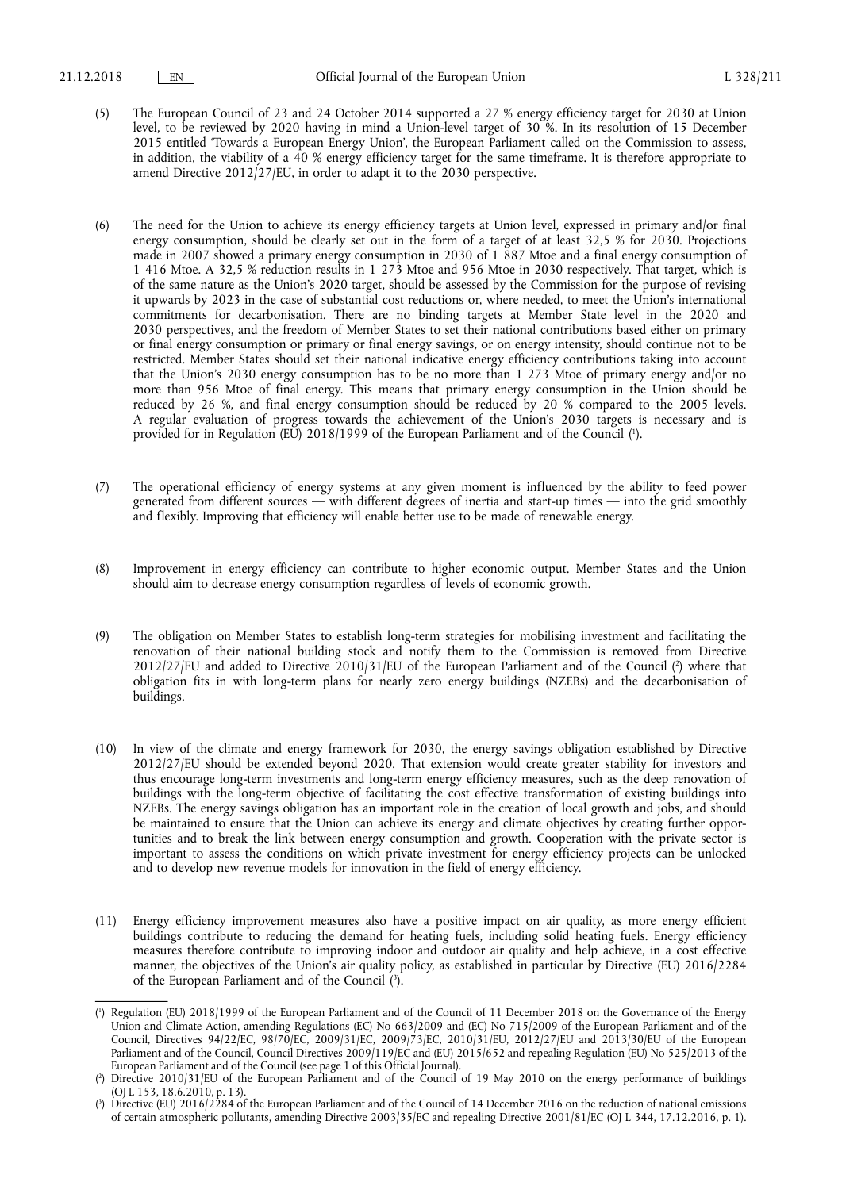(5) The European Council of 23 and 24 October 2014 supported a 27 % energy efficiency target for 2030 at Union level, to be reviewed by 2020 having in mind a Union-level target of 30 %. In its resolution of 15 December 2015 entitled 'Towards a European Energy Union', the European Parliament called on the Commission to assess, in addition, the viability of a 40 % energy efficiency target for the same timeframe. It is therefore appropriate to amend Directive 2012/27/EU, in order to adapt it to the 2030 perspective.

(6) The need for the Union to achieve its energy efficiency targets at Union level, expressed in primary and/or final energy consumption, should be clearly set out in the form of a target of at least 32,5 % for 2030. Projections made in 2007 showed a primary energy consumption in 2030 of 1 887 Mtoe and a final energy consumption of 1 416 Mtoe. A 32,5 % reduction results in 1 273 Mtoe and 956 Mtoe in 2030 respectively. That target, which is of the same nature as the Union's 2020 target, should be assessed by the Commission for the purpose of revising it upwards by 2023 in the case of substantial cost reductions or, where needed, to meet the Union's international commitments for decarbonisation. There are no binding targets at Member State level in the 2020 and 2030 perspectives, and the freedom of Member States to set their national contributions based either on primary or final energy consumption or primary or final energy savings, or on energy intensity, should continue not to be restricted. Member States should set their national indicative energy efficiency contributions taking into account that the Union's 2030 energy consumption has to be no more than 1 273 Mtoe of primary energy and/or no more than 956 Mtoe of final energy. This means that primary energy consumption in the Union should be reduced by 26 %, and final energy consumption should be reduced by 20 % compared to the 2005 levels. A regular evaluation of progress towards the achievement of the Union's 2030 targets is necessary and is provided for in Regulation (EU) 2018/1999 of the European Parliament and of the Council [1].

(7) The operational efficiency of energy systems at any given moment is influenced by the ability to feed power generated from different sources — with different degrees of inertia and start-up times — into the grid smoothly and flexibly. Improving that efficiency will enable better use to be made of renewable energy.

(8) Improvement in energy efficiency can contribute to higher economic output. Member States and the Union should aim to decrease energy consumption regardless of levels of economic growth.

(9) The obligation on Member States to establish long-term strategies for mobilising investment and facilitating the renovation of their national building stock and notify them to the Commission is removed from Directive 2012/27/EU and added to Directive 2010/31/EU of the European Parliament and of the Council [2] where that obligation fits in with long-term plans for nearly zero energy buildings (NZEBs) and the decarbonisation of buildings.

(10) In view of the climate and energy framework for 2030, the energy savings obligation established by Directive 2012/27/EU should be extended beyond 2020. That extension would create greater stability for investors and thus encourage long-term investments and long-term energy efficiency measures, such as the deep renovation of buildings with the long-term objective of facilitating the cost effective transformation of existing buildings into NZEBs. The energy savings obligation has an important role in the creation of local growth and jobs, and should be maintained to ensure that the Union can achieve its energy and climate objectives by creating further opportunities and to break the link between energy consumption and growth. Cooperation with the private sector is important to assess the conditions on which private investment for energy efficiency projects can be unlocked and to develop new revenue models for innovation in the field of energy efficiency.

(11) Energy efficiency improvement measures also have a positive impact on air quality, as more energy efficient buildings contribute to reducing the demand for heating fuels, including solid heating fuels. Energy efficiency measures therefore contribute to improving indoor and outdoor air quality and help achieve, in a cost effective manner, the objectives of the Union's air quality policy, as established in particular by Directive (EU) 2016/2284 of the European Parliament and of the Council [3].

---

[1] Regulation (EU) 2018/1999 of the European Parliament and of the Council of 11 December 2018 on the Governance of the Energy Union and Climate Action, amending Regulations (EC) No 663/2009 and (EC) No 715/2009 of the European Parliament and of the Council, Directives 94/22/EC, 98/70/EC, 2009/31/EC, 2009/73/EC, 2010/31/EU, 2012/27/EU and 2013/30/EU of the European Parliament and of the Council, Council Directives 2009/119/EC and (EU) 2015/652 and repealing Regulation (EU) No 525/2013 of the European Parliament and of the Council (see page 1 of this Official Journal).

[2] Directive 2010/31/EU of the European Parliament and of the Council of 19 May 2010 on the energy performance of buildings (OJ L 153, 18.6.2010, p. 13).

[3] Directive (EU) 2016/2284 of the European Parliament and of the Council of 14 December 2016 on the reduction of national emissions of certain atmospheric pollutants, amending Directive 2003/35/EC and repealing Directive 2001/81/EC (OJ L 344, 17.12.2016, p. 1).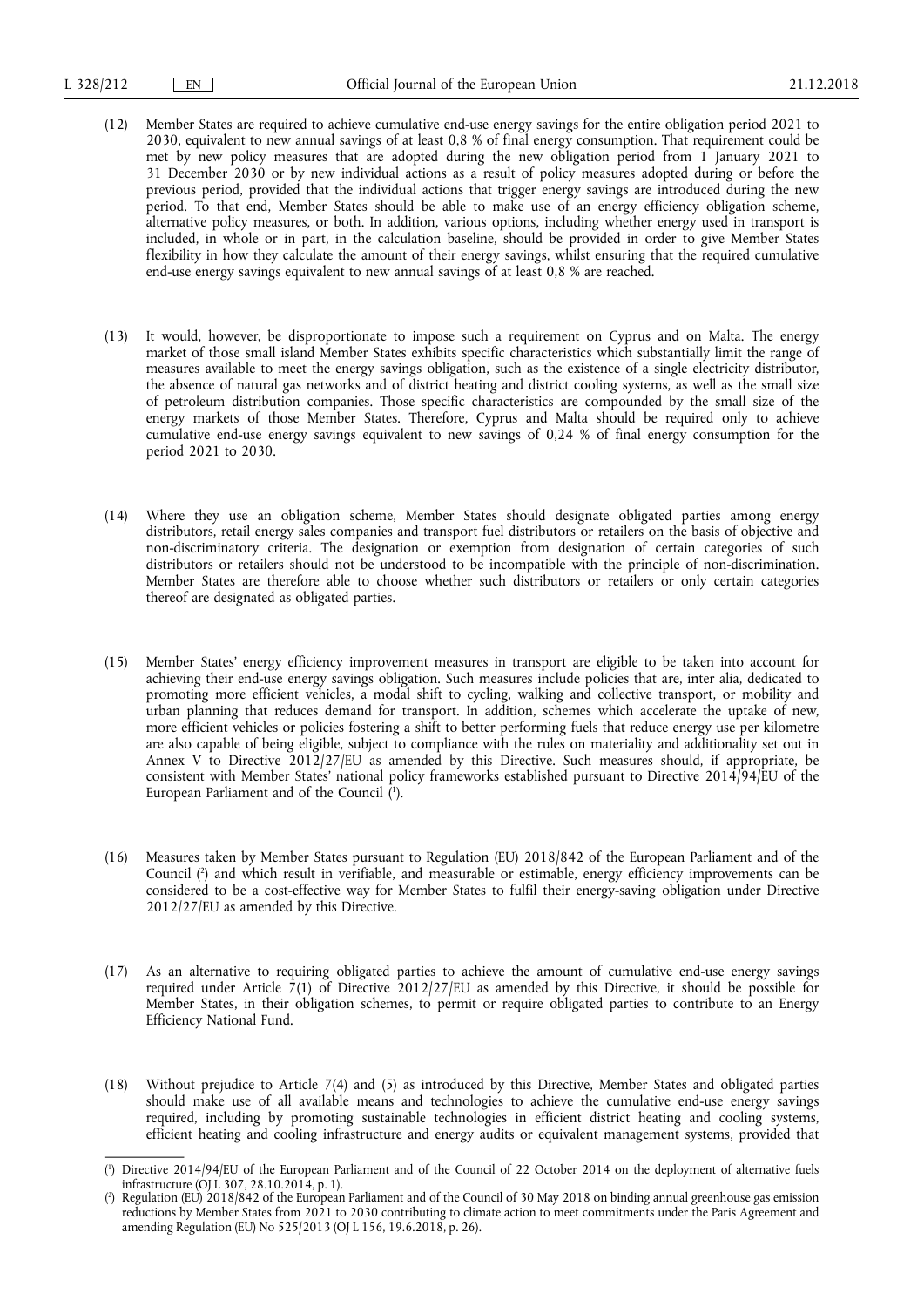(12) Member States are required to achieve cumulative end-use energy savings for the entire obligation period 2021 to 2030, equivalent to new annual savings of at least 0,8 % of final energy consumption. That requirement could be met by new policy measures that are adopted during the new obligation period from 1 January 2021 to 31 December 2030 or by new individual actions as a result of policy measures adopted during or before the previous period, provided that the individual actions that trigger energy savings are introduced during the new period. To that end, Member States should be able to make use of an energy efficiency obligation scheme, alternative policy measures, or both. In addition, various options, including whether energy used in transport is included, in whole or in part, in the calculation baseline, should be provided in order to give Member States flexibility in how they calculate the amount of their energy savings, whilst ensuring that the required cumulative end-use energy savings equivalent to new annual savings of at least 0,8 % are reached.

(13) It would, however, be disproportionate to impose such a requirement on Cyprus and on Malta. The energy market of those small island Member States exhibits specific characteristics which substantially limit the range of measures available to meet the energy savings obligation, such as the existence of a single electricity distributor, the absence of natural gas networks and of district heating and district cooling systems, as well as the small size of petroleum distribution companies. Those specific characteristics are compounded by the small size of the energy markets of those Member States. Therefore, Cyprus and Malta should be required only to achieve cumulative end-use energy savings equivalent to new savings of 0,24 % of final energy consumption for the period 2021 to 2030.

(14) Where they use an obligation scheme, Member States should designate obligated parties among energy distributors, retail energy sales companies and transport fuel distributors or retailers on the basis of objective and non-discriminatory criteria. The designation or exemption from designation of certain categories of such distributors or retailers should not be understood to be incompatible with the principle of non-discrimination. Member States are therefore able to choose whether such distributors or retailers or only certain categories thereof are designated as obligated parties.

(15) Member States' energy efficiency improvement measures in transport are eligible to be taken into account for achieving their end-use energy savings obligation. Such measures include policies that are, inter alia, dedicated to promoting more efficient vehicles, a modal shift to cycling, walking and collective transport, or mobility and urban planning that reduces demand for transport. In addition, schemes which accelerate the uptake of new, more efficient vehicles or policies fostering a shift to better performing fuels that reduce energy use per kilometre are also capable of being eligible, subject to compliance with the rules on materiality and additionality set out in Annex V to Directive 2012/27/EU as amended by this Directive. Such measures should, if appropriate, be consistent with Member States' national policy frameworks established pursuant to Directive 2014/94/EU of the European Parliament and of the Council [1].

(16) Measures taken by Member States pursuant to Regulation (EU) 2018/842 of the European Parliament and of the Council [2] and which result in verifiable, and measurable or estimable, energy efficiency improvements can be considered to be a cost-effective way for Member States to fulfil their energy-saving obligation under Directive 2012/27/EU as amended by this Directive.

(17) As an alternative to requiring obligated parties to achieve the amount of cumulative end-use energy savings required under Article 7(1) of Directive 2012/27/EU as amended by this Directive, it should be possible for Member States, in their obligation schemes, to permit or require obligated parties to contribute to an Energy Efficiency National Fund.

(18) Without prejudice to Article 7(4) and (5) as introduced by this Directive, Member States and obligated parties should make use of all available means and technologies to achieve the cumulative end-use energy savings required, including by promoting sustainable technologies in efficient district heating and cooling systems, efficient heating and cooling infrastructure and energy audits or equivalent management systems, provided that

---

[1] Directive 2014/94/EU of the European Parliament and of the Council of 22 October 2014 on the deployment of alternative fuels infrastructure (OJ L 307, 28.10.2014, p. 1).

[2] Regulation (EU) 2018/842 of the European Parliament and of the Council of 30 May 2018 on binding annual greenhouse gas emission reductions by Member States from 2021 to 2030 contributing to climate action to meet commitments under the Paris Agreement and amending Regulation (EU) No 525/2013 (OJ L 156, 19.6.2018, p. 26).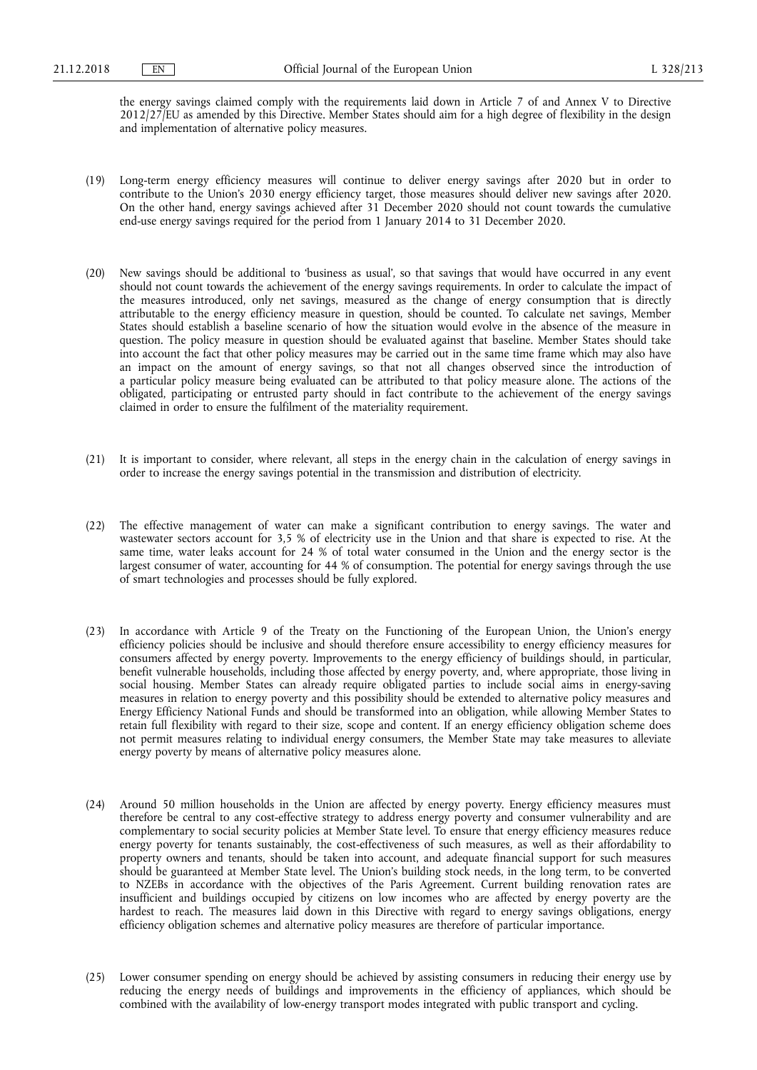the energy savings claimed comply with the requirements laid down in Article 7 of and Annex V to Directive 2012/27/EU as amended by this Directive. Member States should aim for a high degree of flexibility in the design and implementation of alternative policy measures.

(19) Long-term energy efficiency measures will continue to deliver energy savings after 2020 but in order to contribute to the Union's 2030 energy efficiency target, those measures should deliver new savings after 2020. On the other hand, energy savings achieved after 31 December 2020 should not count towards the cumulative end-use energy savings required for the period from 1 January 2014 to 31 December 2020.

(20) New savings should be additional to 'business as usual', so that savings that would have occurred in any event should not count towards the achievement of the energy savings requirements. In order to calculate the impact of the measures introduced, only net savings, measured as the change of energy consumption that is directly attributable to the energy efficiency measure in question, should be counted. To calculate net savings, Member States should establish a baseline scenario of how the situation would evolve in the absence of the measure in question. The policy measure in question should be evaluated against that baseline. Member States should take into account the fact that other policy measures may be carried out in the same time frame which may also have an impact on the amount of energy savings, so that not all changes observed since the introduction of a particular policy measure being evaluated can be attributed to that policy measure alone. The actions of the obligated, participating or entrusted party should in fact contribute to the achievement of the energy savings claimed in order to ensure the fulfilment of the materiality requirement.

(21) It is important to consider, where relevant, all steps in the energy chain in the calculation of energy savings in order to increase the energy savings potential in the transmission and distribution of electricity.

(22) The effective management of water can make a significant contribution to energy savings. The water and wastewater sectors account for 3,5 % of electricity use in the Union and that share is expected to rise. At the same time, water leaks account for 24 % of total water consumed in the Union and the energy sector is the largest consumer of water, accounting for 44 % of consumption. The potential for energy savings through the use of smart technologies and processes should be fully explored.

(23) In accordance with Article 9 of the Treaty on the Functioning of the European Union, the Union's energy efficiency policies should be inclusive and should therefore ensure accessibility to energy efficiency measures for consumers affected by energy poverty. Improvements to the energy efficiency of buildings should, in particular, benefit vulnerable households, including those affected by energy poverty, and, where appropriate, those living in social housing. Member States can already require obligated parties to include social aims in energy-saving measures in relation to energy poverty and this possibility should be extended to alternative policy measures and Energy Efficiency National Funds and should be transformed into an obligation, while allowing Member States to retain full flexibility with regard to their size, scope and content. If an energy efficiency obligation scheme does not permit measures relating to individual energy consumers, the Member State may take measures to alleviate energy poverty by means of alternative policy measures alone.

(24) Around 50 million households in the Union are affected by energy poverty. Energy efficiency measures must therefore be central to any cost-effective strategy to address energy poverty and consumer vulnerability and are complementary to social security policies at Member State level. To ensure that energy efficiency measures reduce energy poverty for tenants sustainably, the cost-effectiveness of such measures, as well as their affordability to property owners and tenants, should be taken into account, and adequate financial support for such measures should be guaranteed at Member State level. The Union's building stock needs, in the long term, to be converted to NZEBs in accordance with the objectives of the Paris Agreement. Current building renovation rates are insufficient and buildings occupied by citizens on low incomes who are affected by energy poverty are the hardest to reach. The measures laid down in this Directive with regard to energy savings obligations, energy efficiency obligation schemes and alternative policy measures are therefore of particular importance.

(25) Lower consumer spending on energy should be achieved by assisting consumers in reducing their energy use by reducing the energy needs of buildings and improvements in the efficiency of appliances, which should be combined with the availability of low-energy transport modes integrated with public transport and cycling.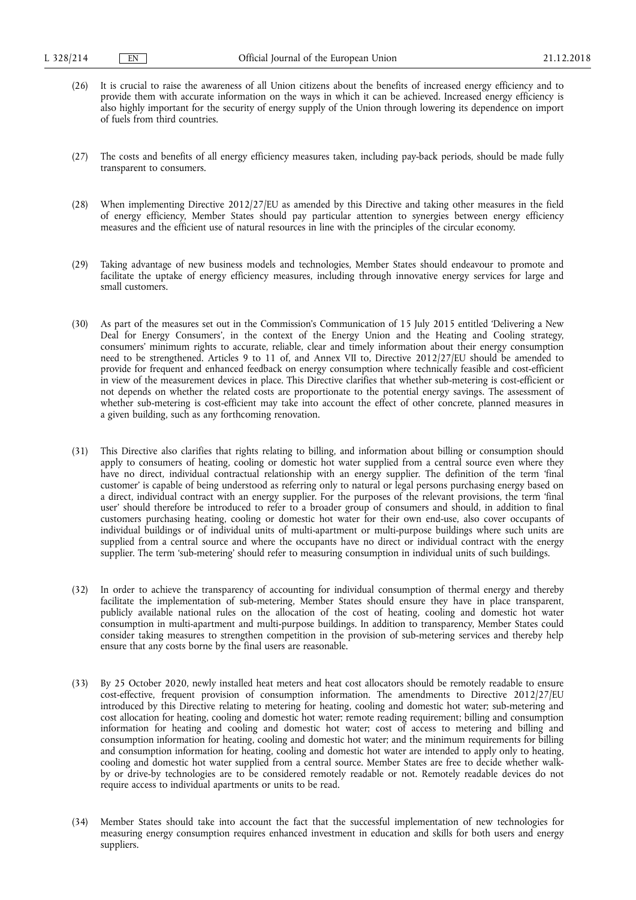(26) It is crucial to raise the awareness of all Union citizens about the benefits of increased energy efficiency and to provide them with accurate information on the ways in which it can be achieved. Increased energy efficiency is also highly important for the security of energy supply of the Union through lowering its dependence on import of fuels from third countries.

(27) The costs and benefits of all energy efficiency measures taken, including pay-back periods, should be made fully transparent to consumers.

(28) When implementing Directive 2012/27/EU as amended by this Directive and taking other measures in the field of energy efficiency, Member States should pay particular attention to synergies between energy efficiency measures and the efficient use of natural resources in line with the principles of the circular economy.

(29) Taking advantage of new business models and technologies, Member States should endeavour to promote and facilitate the uptake of energy efficiency measures, including through innovative energy services for large and small customers.

(30) As part of the measures set out in the Commission's Communication of 15 July 2015 entitled 'Delivering a New Deal for Energy Consumers', in the context of the Energy Union and the Heating and Cooling strategy, consumers' minimum rights to accurate, reliable, clear and timely information about their energy consumption need to be strengthened. Articles 9 to 11 of, and Annex VII to, Directive 2012/27/EU should be amended to provide for frequent and enhanced feedback on energy consumption where technically feasible and cost-efficient in view of the measurement devices in place. This Directive clarifies that whether sub-metering is cost-efficient or not depends on whether the related costs are proportionate to the potential energy savings. The assessment of whether sub-metering is cost-efficient may take into account the effect of other concrete, planned measures in a given building, such as any forthcoming renovation.

(31) This Directive also clarifies that rights relating to billing, and information about billing or consumption should apply to consumers of heating, cooling or domestic hot water supplied from a central source even where they have no direct, individual contractual relationship with an energy supplier. The definition of the term 'final customer' is capable of being understood as referring only to natural or legal persons purchasing energy based on a direct, individual contract with an energy supplier. For the purposes of the relevant provisions, the term 'final user' should therefore be introduced to refer to a broader group of consumers and should, in addition to final customers purchasing heating, cooling or domestic hot water for their own end-use, also cover occupants of individual buildings or of individual units of multi-apartment or multi-purpose buildings where such units are supplied from a central source and where the occupants have no direct or individual contract with the energy supplier. The term 'sub-metering' should refer to measuring consumption in individual units of such buildings.

(32) In order to achieve the transparency of accounting for individual consumption of thermal energy and thereby facilitate the implementation of sub-metering, Member States should ensure they have in place transparent, publicly available national rules on the allocation of the cost of heating, cooling and domestic hot water consumption in multi-apartment and multi-purpose buildings. In addition to transparency, Member States could consider taking measures to strengthen competition in the provision of sub-metering services and thereby help ensure that any costs borne by the final users are reasonable.

(33) By 25 October 2020, newly installed heat meters and heat cost allocators should be remotely readable to ensure cost-effective, frequent provision of consumption information. The amendments to Directive 2012/27/EU introduced by this Directive relating to metering for heating, cooling and domestic hot water; sub-metering and cost allocation for heating, cooling and domestic hot water; remote reading requirement; billing and consumption information for heating and cooling and domestic hot water; cost of access to metering and billing and consumption information for heating, cooling and domestic hot water; and the minimum requirements for billing and consumption information for heating, cooling and domestic hot water are intended to apply only to heating, cooling and domestic hot water supplied from a central source. Member States are free to decide whether walk-by or drive-by technologies are to be considered remotely readable or not. Remotely readable devices do not require access to individual apartments or units to be read.

(34) Member States should take into account the fact that the successful implementation of new technologies for measuring energy consumption requires enhanced investment in education and skills for both users and energy suppliers.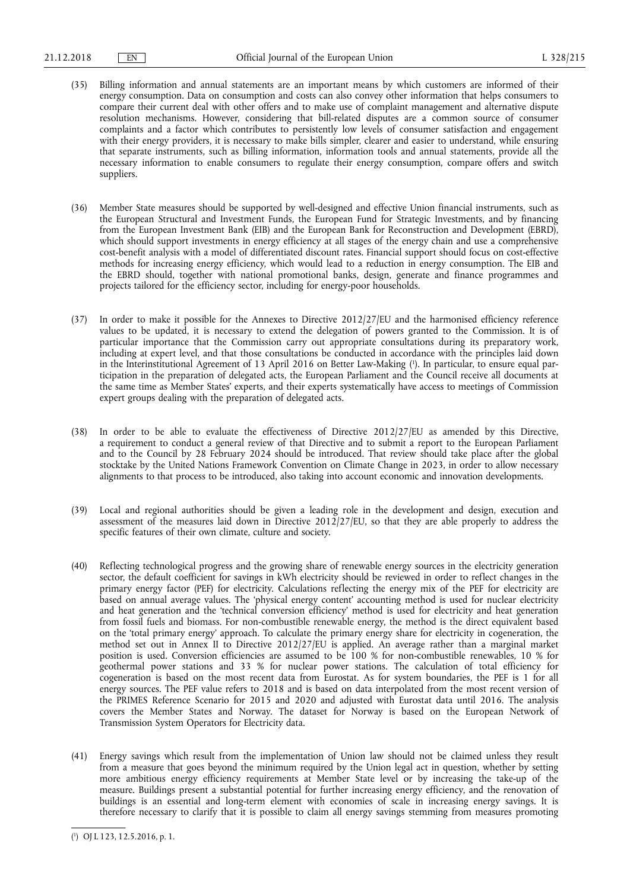(35) Billing information and annual statements are an important means by which customers are informed of their energy consumption. Data on consumption and costs can also convey other information that helps consumers to compare their current deal with other offers and to make use of complaint management and alternative dispute resolution mechanisms. However, considering that bill-related disputes are a common source of consumer complaints and a factor which contributes to persistently low levels of consumer satisfaction and engagement with their energy providers, it is necessary to make bills simpler, clearer and easier to understand, while ensuring that separate instruments, such as billing information, information tools and annual statements, provide all the necessary information to enable consumers to regulate their energy consumption, compare offers and switch suppliers.

(36) Member State measures should be supported by well-designed and effective Union financial instruments, such as the European Structural and Investment Funds, the European Fund for Strategic Investments, and by financing from the European Investment Bank (EIB) and the European Bank for Reconstruction and Development (EBRD), which should support investments in energy efficiency at all stages of the energy chain and use a comprehensive cost-benefit analysis with a model of differentiated discount rates. Financial support should focus on cost-effective methods for increasing energy efficiency, which would lead to a reduction in energy consumption. The EIB and the EBRD should, together with national promotional banks, design, generate and finance programmes and projects tailored for the efficiency sector, including for energy-poor households.

(37) In order to make it possible for the Annexes to Directive 2012/27/EU and the harmonised efficiency reference values to be updated, it is necessary to extend the delegation of powers granted to the Commission. It is of particular importance that the Commission carry out appropriate consultations during its preparatory work, including at expert level, and that those consultations be conducted in accordance with the principles laid down in the Interinstitutional Agreement of 13 April 2016 on Better Law-Making [1]. In particular, to ensure equal participation in the preparation of delegated acts, the European Parliament and the Council receive all documents at the same time as Member States' experts, and their experts systematically have access to meetings of Commission expert groups dealing with the preparation of delegated acts.

(38) In order to be able to evaluate the effectiveness of Directive 2012/27/EU as amended by this Directive, a requirement to conduct a general review of that Directive and to submit a report to the European Parliament and to the Council by 28 February 2024 should be introduced. That review should take place after the global stocktake by the United Nations Framework Convention on Climate Change in 2023, in order to allow necessary alignments to that process to be introduced, also taking into account economic and innovation developments.

(39) Local and regional authorities should be given a leading role in the development and design, execution and assessment of the measures laid down in Directive 2012/27/EU, so that they are able properly to address the specific features of their own climate, culture and society.

(40) Reflecting technological progress and the growing share of renewable energy sources in the electricity generation sector, the default coefficient for savings in kWh electricity should be reviewed in order to reflect changes in the primary energy factor (PEF) for electricity. Calculations reflecting the energy mix of the PEF for electricity are based on annual average values. The 'physical energy content' accounting method is used for nuclear electricity and heat generation and the 'technical conversion efficiency' method is used for electricity and heat generation from fossil fuels and biomass. For non-combustible renewable energy, the method is the direct equivalent based on the 'total primary energy' approach. To calculate the primary energy share for electricity in cogeneration, the method set out in Annex II to Directive 2012/27/EU is applied. An average rather than a marginal market position is used. Conversion efficiencies are assumed to be 100 % for non-combustible renewables, 10 % for geothermal power stations and 33 % for nuclear power stations. The calculation of total efficiency for cogeneration is based on the most recent data from Eurostat. As for system boundaries, the PEF is 1 for all energy sources. The PEF value refers to 2018 and is based on data interpolated from the most recent version of the PRIMES Reference Scenario for 2015 and 2020 and adjusted with Eurostat data until 2016. The analysis covers the Member States and Norway. The dataset for Norway is based on the European Network of Transmission System Operators for Electricity data.

(41) Energy savings which result from the implementation of Union law should not be claimed unless they result from a measure that goes beyond the minimum required by the Union legal act in question, whether by setting more ambitious energy efficiency requirements at Member State level or by increasing the take-up of the measure. Buildings present a substantial potential for further increasing energy efficiency, and the renovation of buildings is an essential and long-term element with economies of scale in increasing energy savings. It is therefore necessary to clarify that it is possible to claim all energy savings stemming from measures promoting

[1] OJ L 123, 12.5.2016, p. 1.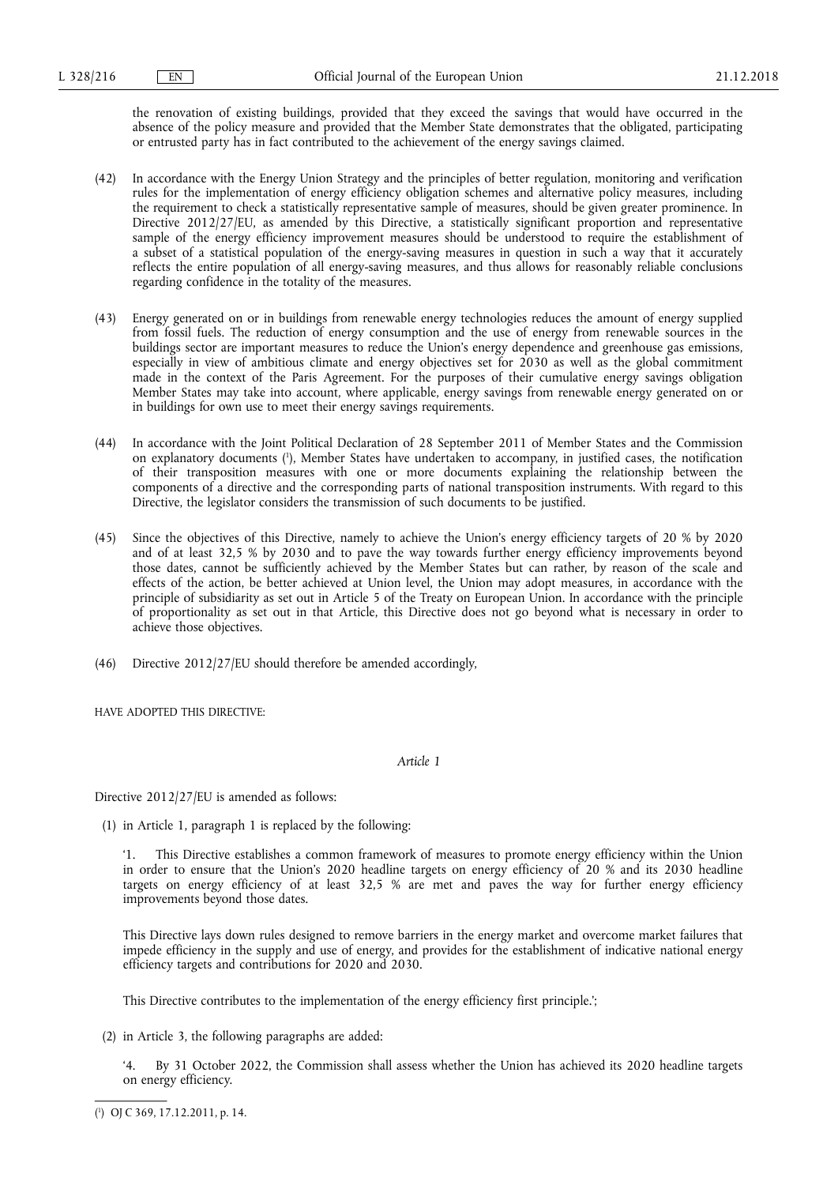the renovation of existing buildings, provided that they exceed the savings that would have occurred in the absence of the policy measure and provided that the Member State demonstrates that the obligated, participating or entrusted party has in fact contributed to the achievement of the energy savings claimed.

(42) In accordance with the Energy Union Strategy and the principles of better regulation, monitoring and verification rules for the implementation of energy efficiency obligation schemes and alternative policy measures, including the requirement to check a statistically representative sample of measures, should be given greater prominence. In Directive 2012/27/EU, as amended by this Directive, a statistically significant proportion and representative sample of the energy efficiency improvement measures should be understood to require the establishment of a subset of a statistical population of the energy-saving measures in question in such a way that it accurately reflects the entire population of all energy-saving measures, and thus allows for reasonably reliable conclusions regarding confidence in the totality of the measures.

(43) Energy generated on or in buildings from renewable energy technologies reduces the amount of energy supplied from fossil fuels. The reduction of energy consumption and the use of energy from renewable sources in the buildings sector are important measures to reduce the Union's energy dependence and greenhouse gas emissions, especially in view of ambitious climate and energy objectives set for 2030 as well as the global commitment made in the context of the Paris Agreement. For the purposes of their cumulative energy savings obligation Member States may take into account, where applicable, energy savings from renewable energy generated on or in buildings for own use to meet their energy savings requirements.

(44) In accordance with the Joint Political Declaration of 28 September 2011 of Member States and the Commission on explanatory documents [1], Member States have undertaken to accompany, in justified cases, the notification of their transposition measures with one or more documents explaining the relationship between the components of a directive and the corresponding parts of national transposition instruments. With regard to this Directive, the legislator considers the transmission of such documents to be justified.

(45) Since the objectives of this Directive, namely to achieve the Union's energy efficiency targets of 20 % by 2020 and of at least 32,5 % by 2030 and to pave the way towards further energy efficiency improvements beyond those dates, cannot be sufficiently achieved by the Member States but can rather, by reason of the scale and effects of the action, be better achieved at Union level, the Union may adopt measures, in accordance with the principle of subsidiarity as set out in Article 5 of the Treaty on European Union. In accordance with the principle of proportionality as set out in that Article, this Directive does not go beyond what is necessary in order to achieve those objectives.

(46) Directive 2012/27/EU should therefore be amended accordingly,

HAVE ADOPTED THIS DIRECTIVE:

*Article 1*

Directive 2012/27/EU is amended as follows:

(1) in Article 1, paragraph 1 is replaced by the following:

'1. This Directive establishes a common framework of measures to promote energy efficiency within the Union in order to ensure that the Union's 2020 headline targets on energy efficiency of 20 % and its 2030 headline targets on energy efficiency of at least 32,5 % are met and paves the way for further energy efficiency improvements beyond those dates.

This Directive lays down rules designed to remove barriers in the energy market and overcome market failures that impede efficiency in the supply and use of energy, and provides for the establishment of indicative national energy efficiency targets and contributions for 2020 and 2030.

This Directive contributes to the implementation of the energy efficiency first principle.';

(2) in Article 3, the following paragraphs are added:

'4. By 31 October 2022, the Commission shall assess whether the Union has achieved its 2020 headline targets on energy efficiency.

[1] OJ C 369, 17.12.2011, p. 14.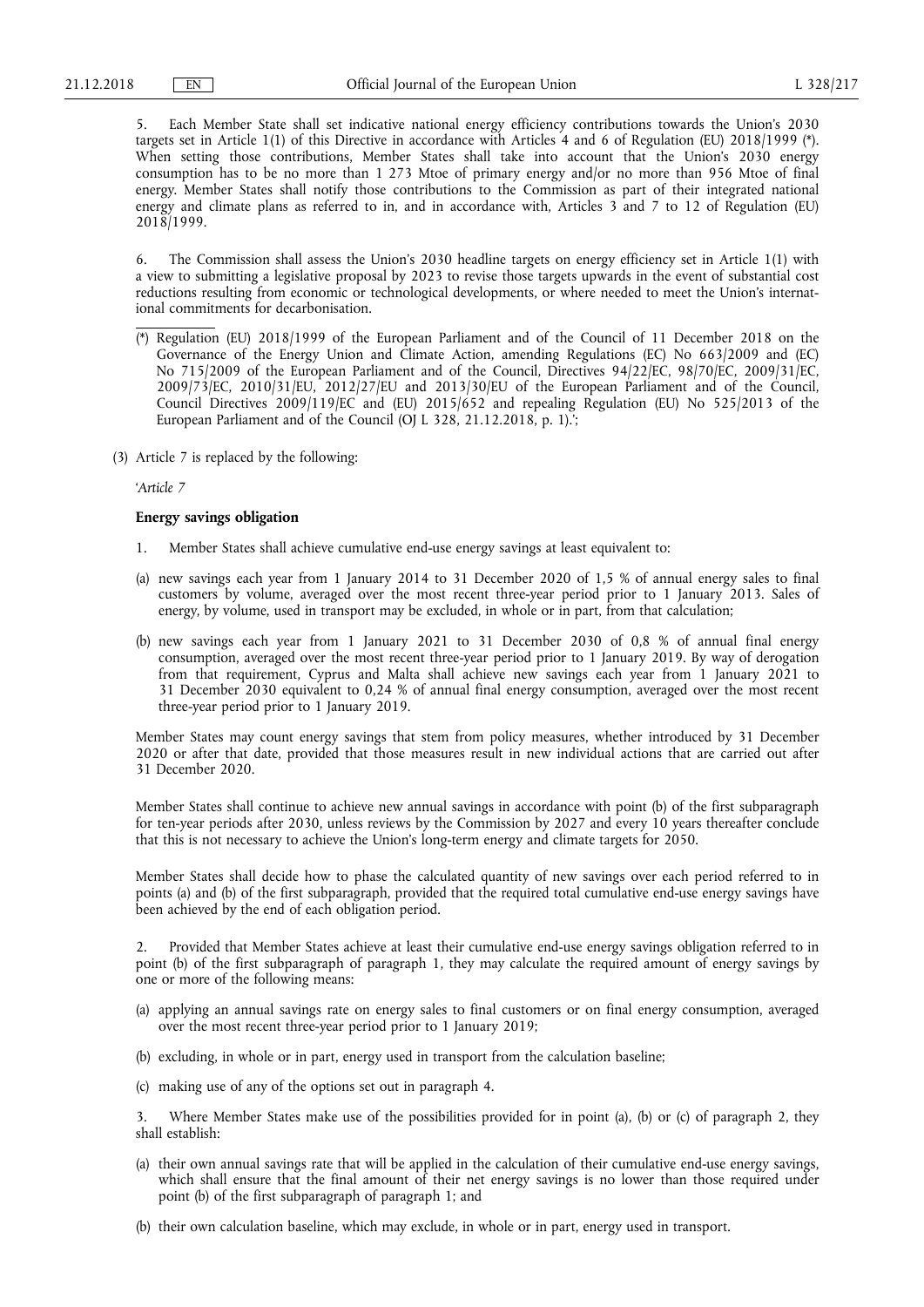5. Each Member State shall set indicative national energy efficiency contributions towards the Union's 2030 targets set in Article 1(1) of this Directive in accordance with Articles 4 and 6 of Regulation (EU) 2018/1999 (*). When setting those contributions, Member States shall take into account that the Union's 2030 energy consumption has to be no more than 1 273 Mtoe of primary energy and/or no more than 956 Mtoe of final energy. Member States shall notify those contributions to the Commission as part of their integrated national energy and climate plans as referred to in, and in accordance with, Articles 3 and 7 to 12 of Regulation (EU) 2018/1999.

6. The Commission shall assess the Union's 2030 headline targets on energy efficiency set in Article 1(1) with a view to submitting a legislative proposal by 2023 to revise those targets upwards in the event of substantial cost reductions resulting from economic or technological developments, or where needed to meet the Union's international commitments for decarbonisation.

(*) Regulation (EU) 2018/1999 of the European Parliament and of the Council of 11 December 2018 on the Governance of the Energy Union and Climate Action, amending Regulations (EC) No 663/2009 and (EC) No 715/2009 of the European Parliament and of the Council, Directives 94/22/EC, 98/70/EC, 2009/31/EC, 2009/73/EC, 2010/31/EU, 2012/27/EU and 2013/30/EU of the European Parliament and of the Council, Council Directives 2009/119/EC and (EU) 2015/652 and repealing Regulation (EU) No 525/2013 of the European Parliament and of the Council (OJ L 328, 21.12.2018, p. 1).';

(3) Article 7 is replaced by the following:

'*Article 7*

**Energy savings obligation**

1. Member States shall achieve cumulative end-use energy savings at least equivalent to:

(a) new savings each year from 1 January 2014 to 31 December 2020 of 1,5 % of annual energy sales to final customers by volume, averaged over the most recent three-year period prior to 1 January 2013. Sales of energy, by volume, used in transport may be excluded, in whole or in part, from that calculation;

(b) new savings each year from 1 January 2021 to 31 December 2030 of 0,8 % of annual final energy consumption, averaged over the most recent three-year period prior to 1 January 2019. By way of derogation from that requirement, Cyprus and Malta shall achieve new savings each year from 1 January 2021 to 31 December 2030 equivalent to 0,24 % of annual final energy consumption, averaged over the most recent three-year period prior to 1 January 2019.

Member States may count energy savings that stem from policy measures, whether introduced by 31 December 2020 or after that date, provided that those measures result in new individual actions that are carried out after 31 December 2020.

Member States shall continue to achieve new annual savings in accordance with point (b) of the first subparagraph for ten-year periods after 2030, unless reviews by the Commission by 2027 and every 10 years thereafter conclude that this is not necessary to achieve the Union's long-term energy and climate targets for 2050.

Member States shall decide how to phase the calculated quantity of new savings over each period referred to in points (a) and (b) of the first subparagraph, provided that the required total cumulative end-use energy savings have been achieved by the end of each obligation period.

2. Provided that Member States achieve at least their cumulative end-use energy savings obligation referred to in point (b) of the first subparagraph of paragraph 1, they may calculate the required amount of energy savings by one or more of the following means:

(a) applying an annual savings rate on energy sales to final customers or on final energy consumption, averaged over the most recent three-year period prior to 1 January 2019;

(b) excluding, in whole or in part, energy used in transport from the calculation baseline;

(c) making use of any of the options set out in paragraph 4.

3. Where Member States make use of the possibilities provided for in point (a), (b) or (c) of paragraph 2, they shall establish:

(a) their own annual savings rate that will be applied in the calculation of their cumulative end-use energy savings, which shall ensure that the final amount of their net energy savings is no lower than those required under point (b) of the first subparagraph of paragraph 1; and

(b) their own calculation baseline, which may exclude, in whole or in part, energy used in transport.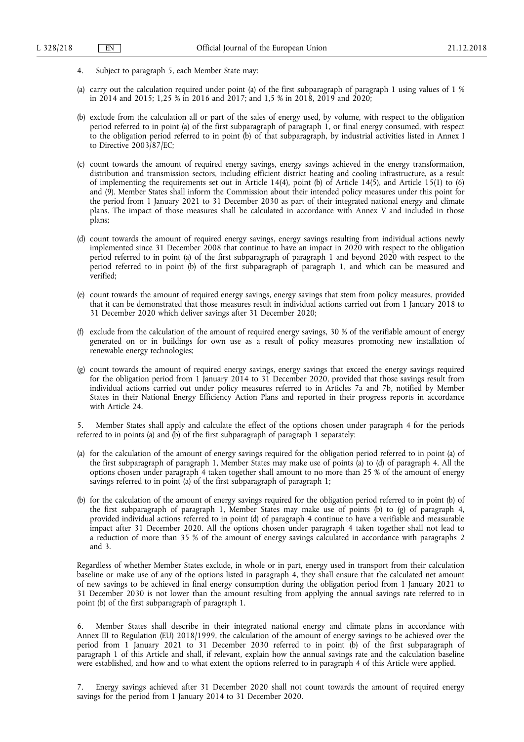4. Subject to paragraph 5, each Member State may:

(a) carry out the calculation required under point (a) of the first subparagraph of paragraph 1 using values of 1 % in 2014 and 2015; 1,25 % in 2016 and 2017; and 1,5 % in 2018, 2019 and 2020;

(b) exclude from the calculation all or part of the sales of energy used, by volume, with respect to the obligation period referred to in point (a) of the first subparagraph of paragraph 1, or final energy consumed, with respect to the obligation period referred to in point (b) of that subparagraph, by industrial activities listed in Annex I to Directive 2003/87/EC;

(c) count towards the amount of required energy savings, energy savings achieved in the energy transformation, distribution and transmission sectors, including efficient district heating and cooling infrastructure, as a result of implementing the requirements set out in Article 14(4), point (b) of Article 14(5), and Article 15(1) to (6) and (9). Member States shall inform the Commission about their intended policy measures under this point for the period from 1 January 2021 to 31 December 2030 as part of their integrated national energy and climate plans. The impact of those measures shall be calculated in accordance with Annex V and included in those plans;

(d) count towards the amount of required energy savings, energy savings resulting from individual actions newly implemented since 31 December 2008 that continue to have an impact in 2020 with respect to the obligation period referred to in point (a) of the first subparagraph of paragraph 1 and beyond 2020 with respect to the period referred to in point (b) of the first subparagraph of paragraph 1, and which can be measured and verified;

(e) count towards the amount of required energy savings, energy savings that stem from policy measures, provided that it can be demonstrated that those measures result in individual actions carried out from 1 January 2018 to 31 December 2020 which deliver savings after 31 December 2020;

(f) exclude from the calculation of the amount of required energy savings, 30 % of the verifiable amount of energy generated on or in buildings for own use as a result of policy measures promoting new installation of renewable energy technologies;

(g) count towards the amount of required energy savings, energy savings that exceed the energy savings required for the obligation period from 1 January 2014 to 31 December 2020, provided that those savings result from individual actions carried out under policy measures referred to in Articles 7a and 7b, notified by Member States in their National Energy Efficiency Action Plans and reported in their progress reports in accordance with Article 24.

5. Member States shall apply and calculate the effect of the options chosen under paragraph 4 for the periods referred to in points (a) and (b) of the first subparagraph of paragraph 1 separately:

(a) for the calculation of the amount of energy savings required for the obligation period referred to in point (a) of the first subparagraph of paragraph 1, Member States may make use of points (a) to (d) of paragraph 4. All the options chosen under paragraph 4 taken together shall amount to no more than 25 % of the amount of energy savings referred to in point (a) of the first subparagraph of paragraph 1;

(b) for the calculation of the amount of energy savings required for the obligation period referred to in point (b) of the first subparagraph of paragraph 1, Member States may make use of points (b) to (g) of paragraph 4, provided individual actions referred to in point (d) of paragraph 4 continue to have a verifiable and measurable impact after 31 December 2020. All the options chosen under paragraph 4 taken together shall not lead to a reduction of more than 35 % of the amount of energy savings calculated in accordance with paragraphs 2 and 3.

Regardless of whether Member States exclude, in whole or in part, energy used in transport from their calculation baseline or make use of any of the options listed in paragraph 4, they shall ensure that the calculated net amount of new savings to be achieved in final energy consumption during the obligation period from 1 January 2021 to 31 December 2030 is not lower than the amount resulting from applying the annual savings rate referred to in point (b) of the first subparagraph of paragraph 1.

6. Member States shall describe in their integrated national energy and climate plans in accordance with Annex III to Regulation (EU) 2018/1999, the calculation of the amount of energy savings to be achieved over the period from 1 January 2021 to 31 December 2030 referred to in point (b) of the first subparagraph of paragraph 1 of this Article and shall, if relevant, explain how the annual savings rate and the calculation baseline were established, and how and to what extent the options referred to in paragraph 4 of this Article were applied.

7. Energy savings achieved after 31 December 2020 shall not count towards the amount of required energy savings for the period from 1 January 2014 to 31 December 2020.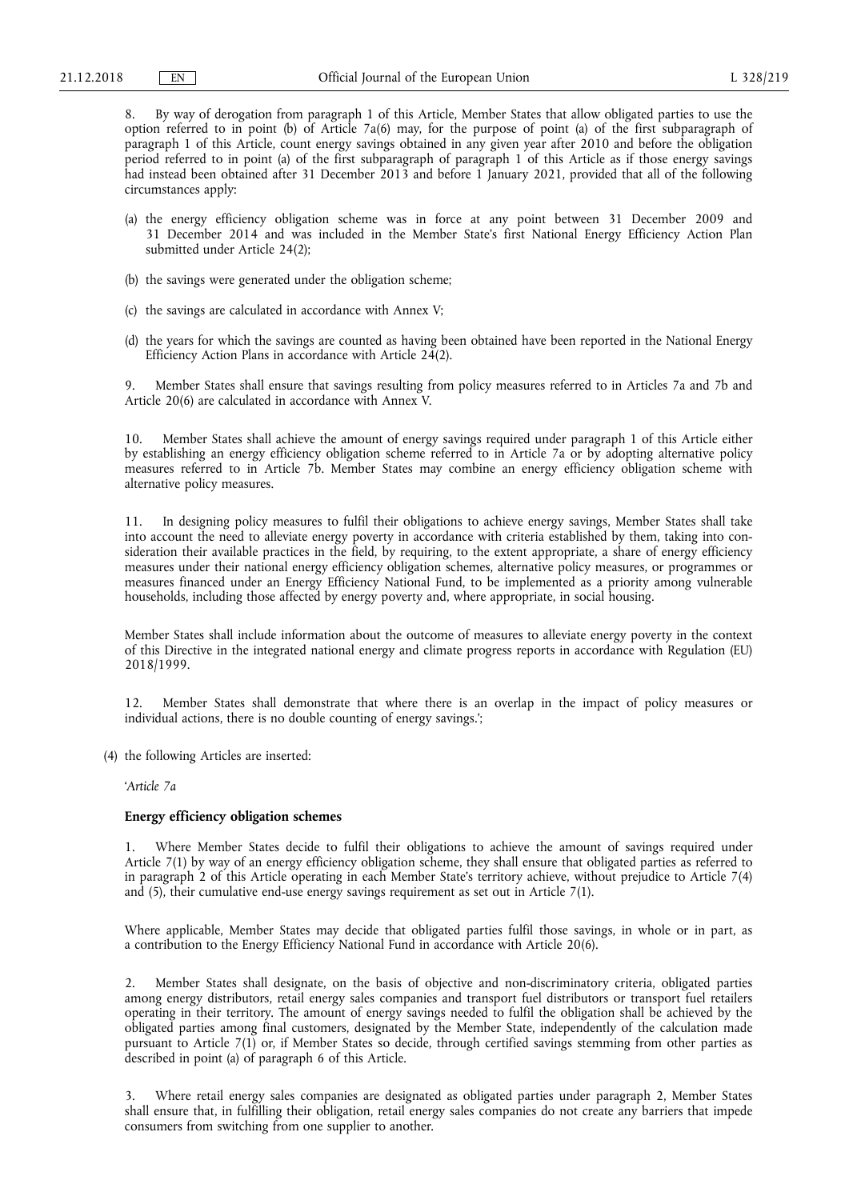8. By way of derogation from paragraph 1 of this Article, Member States that allow obligated parties to use the option referred to in point (b) of Article 7a(6) may, for the purpose of point (a) of the first subparagraph of paragraph 1 of this Article, count energy savings obtained in any given year after 2010 and before the obligation period referred to in point (a) of the first subparagraph of paragraph 1 of this Article as if those energy savings had instead been obtained after 31 December 2013 and before 1 January 2021, provided that all of the following circumstances apply:

(a) the energy efficiency obligation scheme was in force at any point between 31 December 2009 and 31 December 2014 and was included in the Member State's first National Energy Efficiency Action Plan submitted under Article 24(2);

(b) the savings were generated under the obligation scheme;

(c) the savings are calculated in accordance with Annex V;

(d) the years for which the savings are counted as having been obtained have been reported in the National Energy Efficiency Action Plans in accordance with Article 24(2).

9. Member States shall ensure that savings resulting from policy measures referred to in Articles 7a and 7b and Article 20(6) are calculated in accordance with Annex V.

10. Member States shall achieve the amount of energy savings required under paragraph 1 of this Article either by establishing an energy efficiency obligation scheme referred to in Article 7a or by adopting alternative policy measures referred to in Article 7b. Member States may combine an energy efficiency obligation scheme with alternative policy measures.

11. In designing policy measures to fulfil their obligations to achieve energy savings, Member States shall take into account the need to alleviate energy poverty in accordance with criteria established by them, taking into consideration their available practices in the field, by requiring, to the extent appropriate, a share of energy efficiency measures under their national energy efficiency obligation schemes, alternative policy measures, or programmes or measures financed under an Energy Efficiency National Fund, to be implemented as a priority among vulnerable households, including those affected by energy poverty and, where appropriate, in social housing.

Member States shall include information about the outcome of measures to alleviate energy poverty in the context of this Directive in the integrated national energy and climate progress reports in accordance with Regulation (EU) 2018/1999.

12. Member States shall demonstrate that where there is an overlap in the impact of policy measures or individual actions, there is no double counting of energy savings.';

(4) the following Articles are inserted:

'*Article 7a*

**Energy efficiency obligation schemes**

1. Where Member States decide to fulfil their obligations to achieve the amount of savings required under Article 7(1) by way of an energy efficiency obligation scheme, they shall ensure that obligated parties as referred to in paragraph 2 of this Article operating in each Member State's territory achieve, without prejudice to Article 7(4) and (5), their cumulative end-use energy savings requirement as set out in Article 7(1).

Where applicable, Member States may decide that obligated parties fulfil those savings, in whole or in part, as a contribution to the Energy Efficiency National Fund in accordance with Article 20(6).

2. Member States shall designate, on the basis of objective and non-discriminatory criteria, obligated parties among energy distributors, retail energy sales companies and transport fuel distributors or transport fuel retailers operating in their territory. The amount of energy savings needed to fulfil the obligation shall be achieved by the obligated parties among final customers, designated by the Member State, independently of the calculation made pursuant to Article 7(1) or, if Member States so decide, through certified savings stemming from other parties as described in point (a) of paragraph 6 of this Article.

3. Where retail energy sales companies are designated as obligated parties under paragraph 2, Member States shall ensure that, in fulfilling their obligation, retail energy sales companies do not create any barriers that impede consumers from switching from one supplier to another.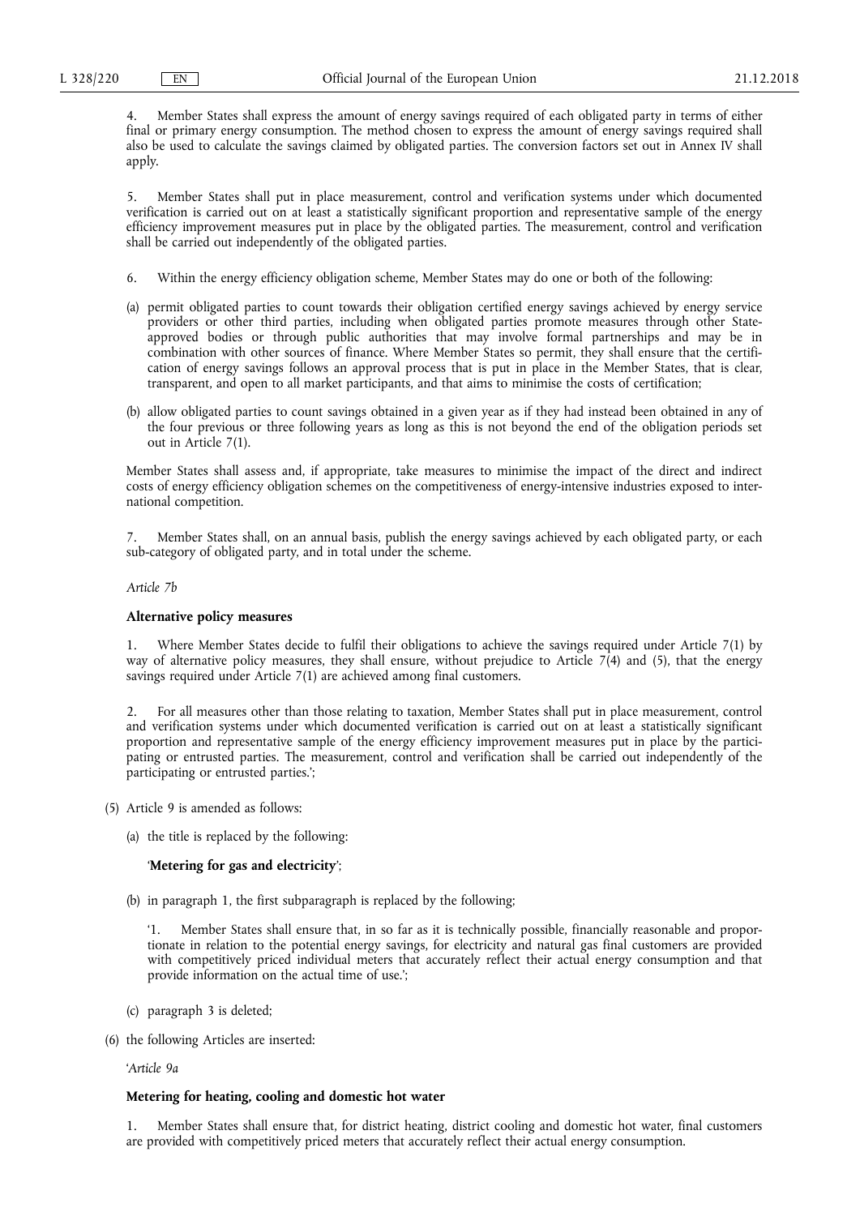4. Member States shall express the amount of energy savings required of each obligated party in terms of either final or primary energy consumption. The method chosen to express the amount of energy savings required shall also be used to calculate the savings claimed by obligated parties. The conversion factors set out in Annex IV shall apply.

5. Member States shall put in place measurement, control and verification systems under which documented verification is carried out on at least a statistically significant proportion and representative sample of the energy efficiency improvement measures put in place by the obligated parties. The measurement, control and verification shall be carried out independently of the obligated parties.

6. Within the energy efficiency obligation scheme, Member States may do one or both of the following:

(a) permit obligated parties to count towards their obligation certified energy savings achieved by energy service providers or other third parties, including when obligated parties promote measures through other State-approved bodies or through public authorities that may involve formal partnerships and may be in combination with other sources of finance. Where Member States so permit, they shall ensure that the certification of energy savings follows an approval process that is put in place in the Member States, that is clear, transparent, and open to all market participants, and that aims to minimise the costs of certification;

(b) allow obligated parties to count savings obtained in a given year as if they had instead been obtained in any of the four previous or three following years as long as this is not beyond the end of the obligation periods set out in Article 7(1).

Member States shall assess and, if appropriate, take measures to minimise the impact of the direct and indirect costs of energy efficiency obligation schemes on the competitiveness of energy-intensive industries exposed to international competition.

7. Member States shall, on an annual basis, publish the energy savings achieved by each obligated party, or each sub-category of obligated party, and in total under the scheme.

*Article 7b*

**Alternative policy measures**

1. Where Member States decide to fulfil their obligations to achieve the savings required under Article 7(1) by way of alternative policy measures, they shall ensure, without prejudice to Article 7(4) and (5), that the energy savings required under Article 7(1) are achieved among final customers.

2. For all measures other than those relating to taxation, Member States shall put in place measurement, control and verification systems under which documented verification is carried out on at least a statistically significant proportion and representative sample of the energy efficiency improvement measures put in place by the participating or entrusted parties. The measurement, control and verification shall be carried out independently of the participating or entrusted parties.';

(5) Article 9 is amended as follows:

(a) the title is replaced by the following:

'**Metering for gas and electricity**';

(b) in paragraph 1, the first subparagraph is replaced by the following;

'1. Member States shall ensure that, in so far as it is technically possible, financially reasonable and proportionate in relation to the potential energy savings, for electricity and natural gas final customers are provided with competitively priced individual meters that accurately reflect their actual energy consumption and that provide information on the actual time of use.';

(c) paragraph 3 is deleted;

(6) the following Articles are inserted:

'*Article 9a*

**Metering for heating, cooling and domestic hot water**

1. Member States shall ensure that, for district heating, district cooling and domestic hot water, final customers are provided with competitively priced meters that accurately reflect their actual energy consumption.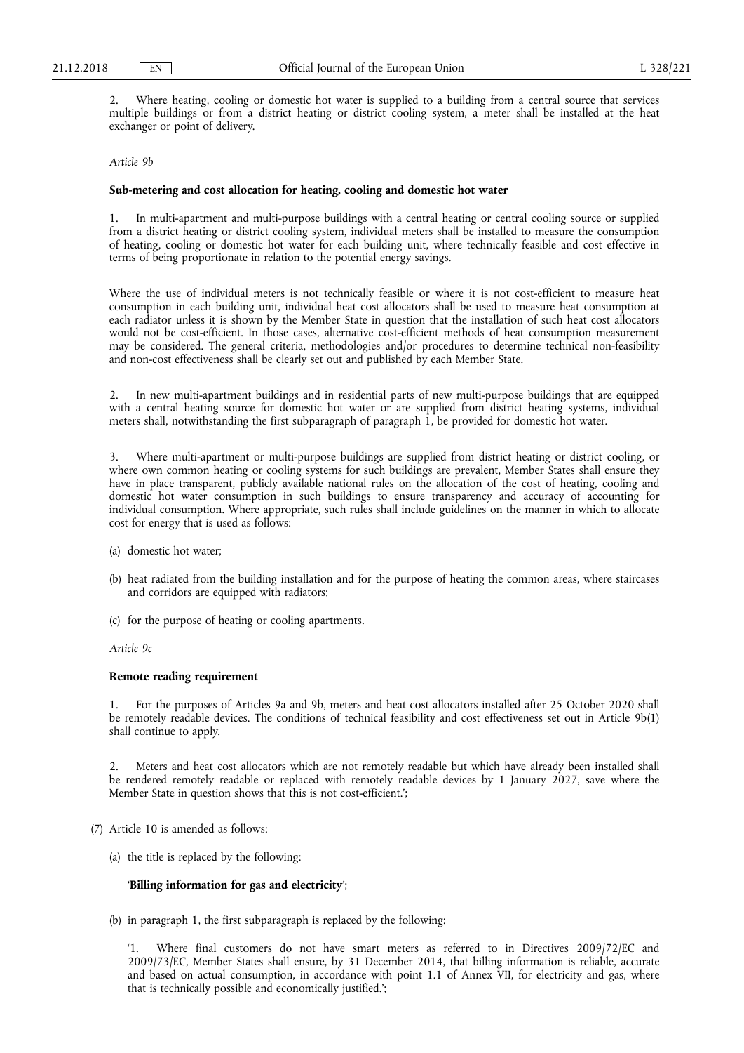2. Where heating, cooling or domestic hot water is supplied to a building from a central source that services multiple buildings or from a district heating or district cooling system, a meter shall be installed at the heat exchanger or point of delivery.

*Article 9b*

**Sub-metering and cost allocation for heating, cooling and domestic hot water**

1. In multi-apartment and multi-purpose buildings with a central heating or central cooling source or supplied from a district heating or district cooling system, individual meters shall be installed to measure the consumption of heating, cooling or domestic hot water for each building unit, where technically feasible and cost effective in terms of being proportionate in relation to the potential energy savings.

Where the use of individual meters is not technically feasible or where it is not cost-efficient to measure heat consumption in each building unit, individual heat cost allocators shall be used to measure heat consumption at each radiator unless it is shown by the Member State in question that the installation of such heat cost allocators would not be cost-efficient. In those cases, alternative cost-efficient methods of heat consumption measurement may be considered. The general criteria, methodologies and/or procedures to determine technical non-feasibility and non-cost effectiveness shall be clearly set out and published by each Member State.

2. In new multi-apartment buildings and in residential parts of new multi-purpose buildings that are equipped with a central heating source for domestic hot water or are supplied from district heating systems, individual meters shall, notwithstanding the first subparagraph of paragraph 1, be provided for domestic hot water.

3. Where multi-apartment or multi-purpose buildings are supplied from district heating or district cooling, or where own common heating or cooling systems for such buildings are prevalent, Member States shall ensure they have in place transparent, publicly available national rules on the allocation of the cost of heating, cooling and domestic hot water consumption in such buildings to ensure transparency and accuracy of accounting for individual consumption. Where appropriate, such rules shall include guidelines on the manner in which to allocate cost for energy that is used as follows:

(a) domestic hot water;

(b) heat radiated from the building installation and for the purpose of heating the common areas, where staircases and corridors are equipped with radiators;

(c) for the purpose of heating or cooling apartments.

*Article 9c*

**Remote reading requirement**

1. For the purposes of Articles 9a and 9b, meters and heat cost allocators installed after 25 October 2020 shall be remotely readable devices. The conditions of technical feasibility and cost effectiveness set out in Article 9b(1) shall continue to apply.

2. Meters and heat cost allocators which are not remotely readable but which have already been installed shall be rendered remotely readable or replaced with remotely readable devices by 1 January 2027, save where the Member State in question shows that this is not cost-efficient.';

(7) Article 10 is amended as follows:

(a) the title is replaced by the following:

'**Billing information for gas and electricity**';

(b) in paragraph 1, the first subparagraph is replaced by the following:

'1. Where final customers do not have smart meters as referred to in Directives 2009/72/EC and 2009/73/EC, Member States shall ensure, by 31 December 2014, that billing information is reliable, accurate and based on actual consumption, in accordance with point 1.1 of Annex VII, for electricity and gas, where that is technically possible and economically justified.';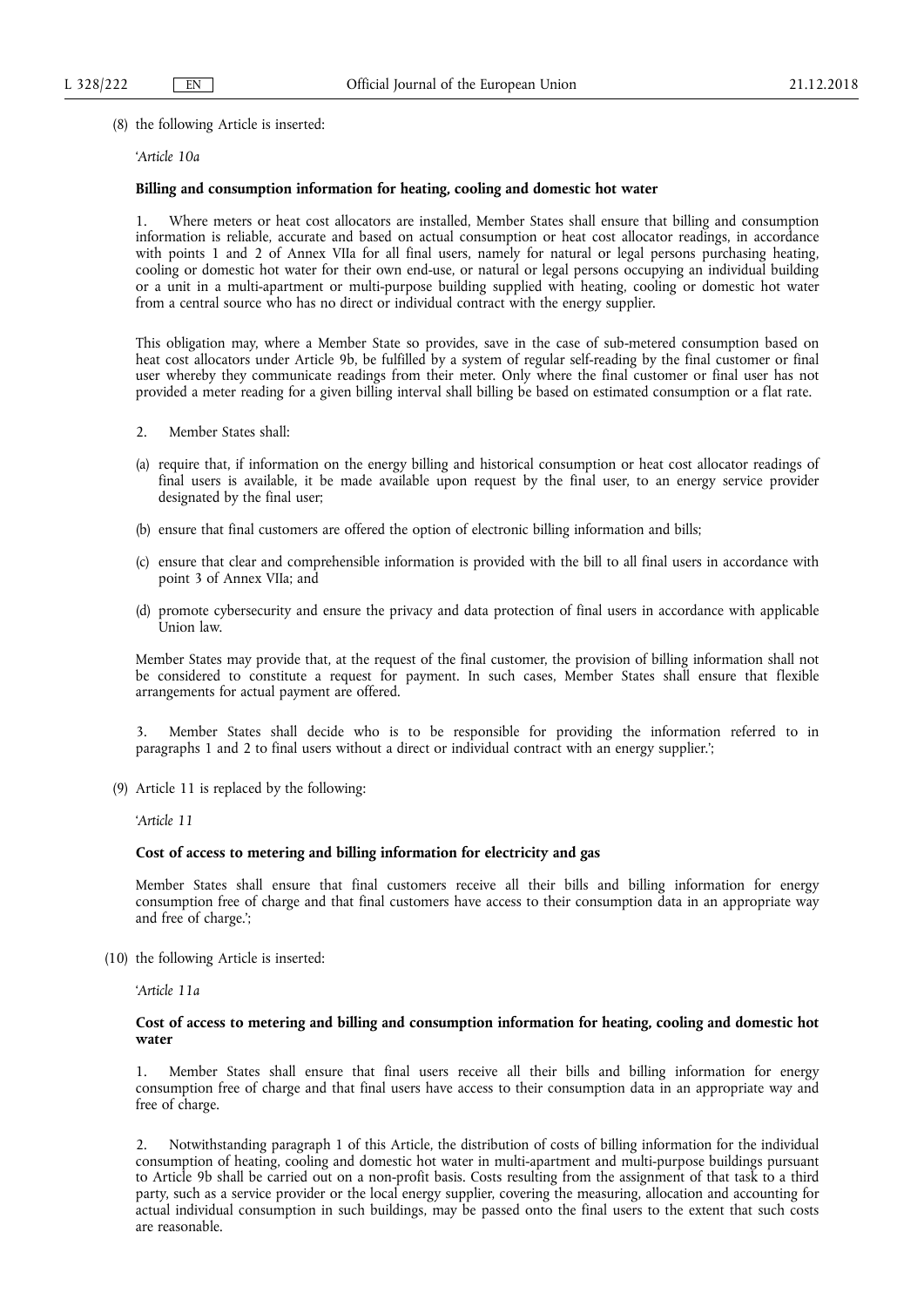(8) the following Article is inserted:

'*Article 10a*

**Billing and consumption information for heating, cooling and domestic hot water**

1. Where meters or heat cost allocators are installed, Member States shall ensure that billing and consumption information is reliable, accurate and based on actual consumption or heat cost allocator readings, in accordance with points 1 and 2 of Annex VIIa for all final users, namely for natural or legal persons purchasing heating, cooling or domestic hot water for their own end-use, or natural or legal persons occupying an individual building or a unit in a multi-apartment or multi-purpose building supplied with heating, cooling or domestic hot water from a central source who has no direct or individual contract with the energy supplier.

This obligation may, where a Member State so provides, save in the case of sub-metered consumption based on heat cost allocators under Article 9b, be fulfilled by a system of regular self-reading by the final customer or final user whereby they communicate readings from their meter. Only where the final customer or final user has not provided a meter reading for a given billing interval shall billing be based on estimated consumption or a flat rate.

2. Member States shall:

(a) require that, if information on the energy billing and historical consumption or heat cost allocator readings of final users is available, it be made available upon request by the final user, to an energy service provider designated by the final user;

(b) ensure that final customers are offered the option of electronic billing information and bills;

(c) ensure that clear and comprehensible information is provided with the bill to all final users in accordance with point 3 of Annex VIIa; and

(d) promote cybersecurity and ensure the privacy and data protection of final users in accordance with applicable Union law.

Member States may provide that, at the request of the final customer, the provision of billing information shall not be considered to constitute a request for payment. In such cases, Member States shall ensure that flexible arrangements for actual payment are offered.

3. Member States shall decide who is to be responsible for providing the information referred to in paragraphs 1 and 2 to final users without a direct or individual contract with an energy supplier.';

(9) Article 11 is replaced by the following:

'*Article 11*

**Cost of access to metering and billing information for electricity and gas**

Member States shall ensure that final customers receive all their bills and billing information for energy consumption free of charge and that final customers have access to their consumption data in an appropriate way and free of charge.';

(10) the following Article is inserted:

'*Article 11a*

**Cost of access to metering and billing and consumption information for heating, cooling and domestic hot water**

1. Member States shall ensure that final users receive all their bills and billing information for energy consumption free of charge and that final users have access to their consumption data in an appropriate way and free of charge.

2. Notwithstanding paragraph 1 of this Article, the distribution of costs of billing information for the individual consumption of heating, cooling and domestic hot water in multi-apartment and multi-purpose buildings pursuant to Article 9b shall be carried out on a non-profit basis. Costs resulting from the assignment of that task to a third party, such as a service provider or the local energy supplier, covering the measuring, allocation and accounting for actual individual consumption in such buildings, may be passed onto the final users to the extent that such costs are reasonable.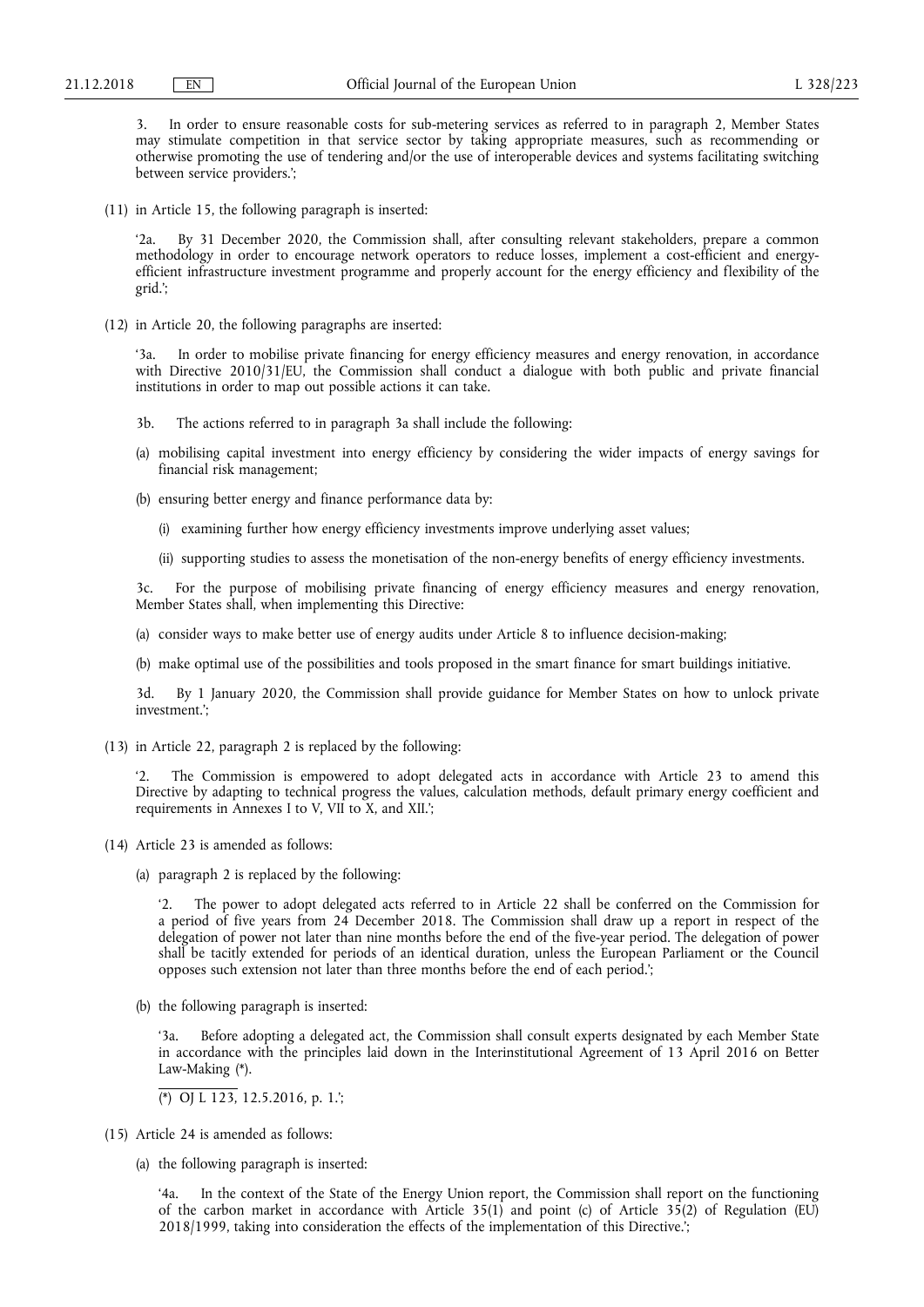3. In order to ensure reasonable costs for sub-metering services as referred to in paragraph 2, Member States may stimulate competition in that service sector by taking appropriate measures, such as recommending or otherwise promoting the use of tendering and/or the use of interoperable devices and systems facilitating switching between service providers.';

(11) in Article 15, the following paragraph is inserted:

'2a. By 31 December 2020, the Commission shall, after consulting relevant stakeholders, prepare a common methodology in order to encourage network operators to reduce losses, implement a cost-efficient and energy-efficient infrastructure investment programme and properly account for the energy efficiency and flexibility of the grid.';

(12) in Article 20, the following paragraphs are inserted:

'3a. In order to mobilise private financing for energy efficiency measures and energy renovation, in accordance with Directive 2010/31/EU, the Commission shall conduct a dialogue with both public and private financial institutions in order to map out possible actions it can take.

3b. The actions referred to in paragraph 3a shall include the following:

(a) mobilising capital investment into energy efficiency by considering the wider impacts of energy savings for financial risk management;

(b) ensuring better energy and finance performance data by:

(i) examining further how energy efficiency investments improve underlying asset values;

(ii) supporting studies to assess the monetisation of the non-energy benefits of energy efficiency investments.

3c. For the purpose of mobilising private financing of energy efficiency measures and energy renovation, Member States shall, when implementing this Directive:

(a) consider ways to make better use of energy audits under Article 8 to influence decision-making;

(b) make optimal use of the possibilities and tools proposed in the smart finance for smart buildings initiative.

3d. By 1 January 2020, the Commission shall provide guidance for Member States on how to unlock private investment.';

(13) in Article 22, paragraph 2 is replaced by the following:

'2. The Commission is empowered to adopt delegated acts in accordance with Article 23 to amend this Directive by adapting to technical progress the values, calculation methods, default primary energy coefficient and requirements in Annexes I to V, VII to X, and XII.';

(14) Article 23 is amended as follows:

(a) paragraph 2 is replaced by the following:

'2. The power to adopt delegated acts referred to in Article 22 shall be conferred on the Commission for a period of five years from 24 December 2018. The Commission shall draw up a report in respect of the delegation of power not later than nine months before the end of the five-year period. The delegation of power shall be tacitly extended for periods of an identical duration, unless the European Parliament or the Council opposes such extension not later than three months before the end of each period.';

(b) the following paragraph is inserted:

'3a. Before adopting a delegated act, the Commission shall consult experts designated by each Member State in accordance with the principles laid down in the Interinstitutional Agreement of 13 April 2016 on Better Law-Making (*).

(*) OJ L 123, 12.5.2016, p. 1.';

(15) Article 24 is amended as follows:

(a) the following paragraph is inserted:

'4a. In the context of the State of the Energy Union report, the Commission shall report on the functioning of the carbon market in accordance with Article 35(1) and point (c) of Article 35(2) of Regulation (EU) 2018/1999, taking into consideration the effects of the implementation of this Directive.';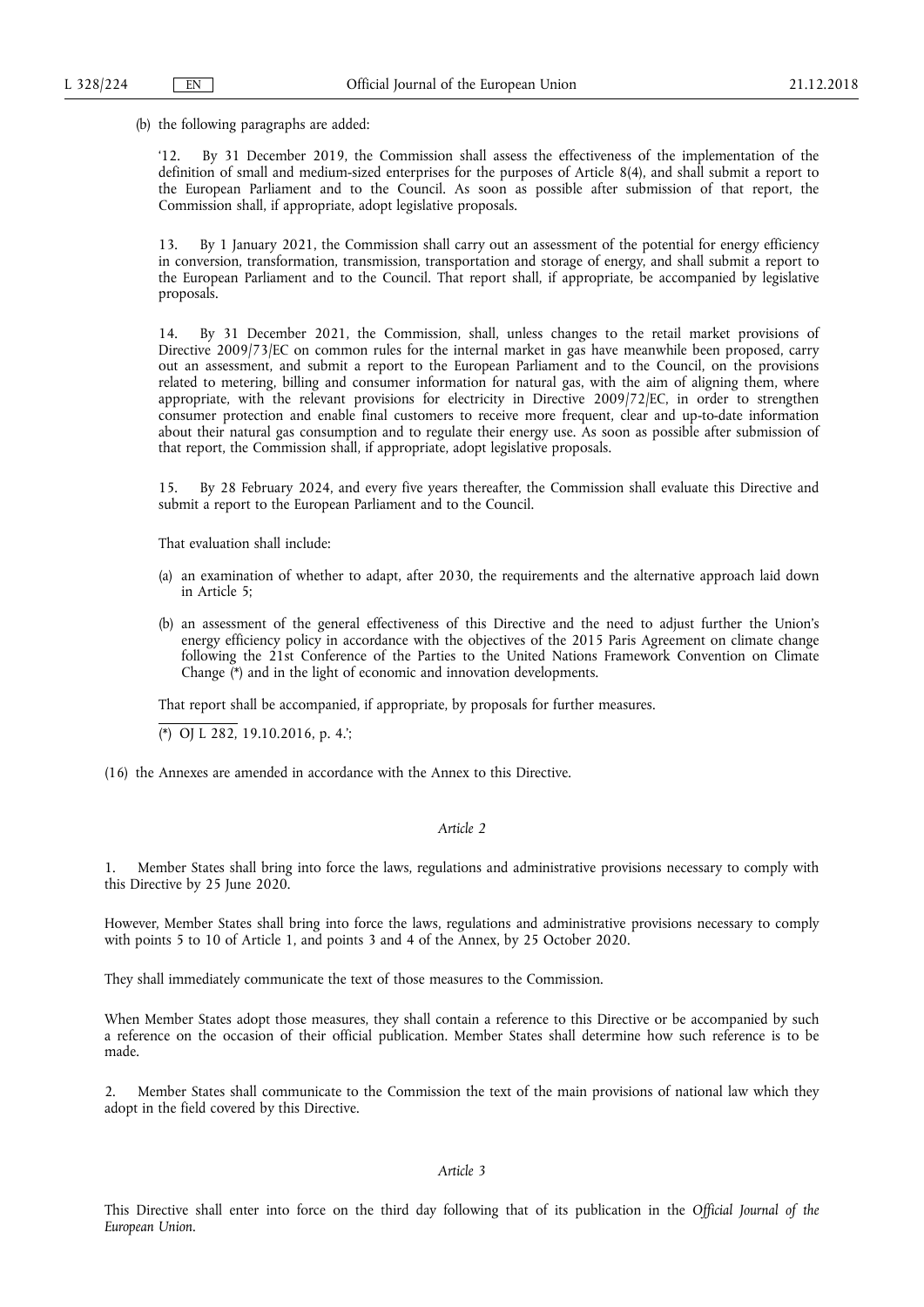(b) the following paragraphs are added:

'12. By 31 December 2019, the Commission shall assess the effectiveness of the implementation of the definition of small and medium-sized enterprises for the purposes of Article 8(4), and shall submit a report to the European Parliament and to the Council. As soon as possible after submission of that report, the Commission shall, if appropriate, adopt legislative proposals.

13. By 1 January 2021, the Commission shall carry out an assessment of the potential for energy efficiency in conversion, transformation, transmission, transportation and storage of energy, and shall submit a report to the European Parliament and to the Council. That report shall, if appropriate, be accompanied by legislative proposals.

14. By 31 December 2021, the Commission, shall, unless changes to the retail market provisions of Directive 2009/73/EC on common rules for the internal market in gas have meanwhile been proposed, carry out an assessment, and submit a report to the European Parliament and to the Council, on the provisions related to metering, billing and consumer information for natural gas, with the aim of aligning them, where appropriate, with the relevant provisions for electricity in Directive 2009/72/EC, in order to strengthen consumer protection and enable final customers to receive more frequent, clear and up-to-date information about their natural gas consumption and to regulate their energy use. As soon as possible after submission of that report, the Commission shall, if appropriate, adopt legislative proposals.

15. By 28 February 2024, and every five years thereafter, the Commission shall evaluate this Directive and submit a report to the European Parliament and to the Council.

That evaluation shall include:

(a) an examination of whether to adapt, after 2030, the requirements and the alternative approach laid down in Article 5;

(b) an assessment of the general effectiveness of this Directive and the need to adjust further the Union's energy efficiency policy in accordance with the objectives of the 2015 Paris Agreement on climate change following the 21st Conference of the Parties to the United Nations Framework Convention on Climate Change (*) and in the light of economic and innovation developments.

That report shall be accompanied, if appropriate, by proposals for further measures.

(*) OJ L 282, 19.10.2016, p. 4.';

(16) the Annexes are amended in accordance with the Annex to this Directive.

*Article 2*

1. Member States shall bring into force the laws, regulations and administrative provisions necessary to comply with this Directive by 25 June 2020.

However, Member States shall bring into force the laws, regulations and administrative provisions necessary to comply with points 5 to 10 of Article 1, and points 3 and 4 of the Annex, by 25 October 2020.

They shall immediately communicate the text of those measures to the Commission.

When Member States adopt those measures, they shall contain a reference to this Directive or be accompanied by such a reference on the occasion of their official publication. Member States shall determine how such reference is to be made.

2. Member States shall communicate to the Commission the text of the main provisions of national law which they adopt in the field covered by this Directive.

*Article 3*

This Directive shall enter into force on the third day following that of its publication in the *Official Journal of the European Union*.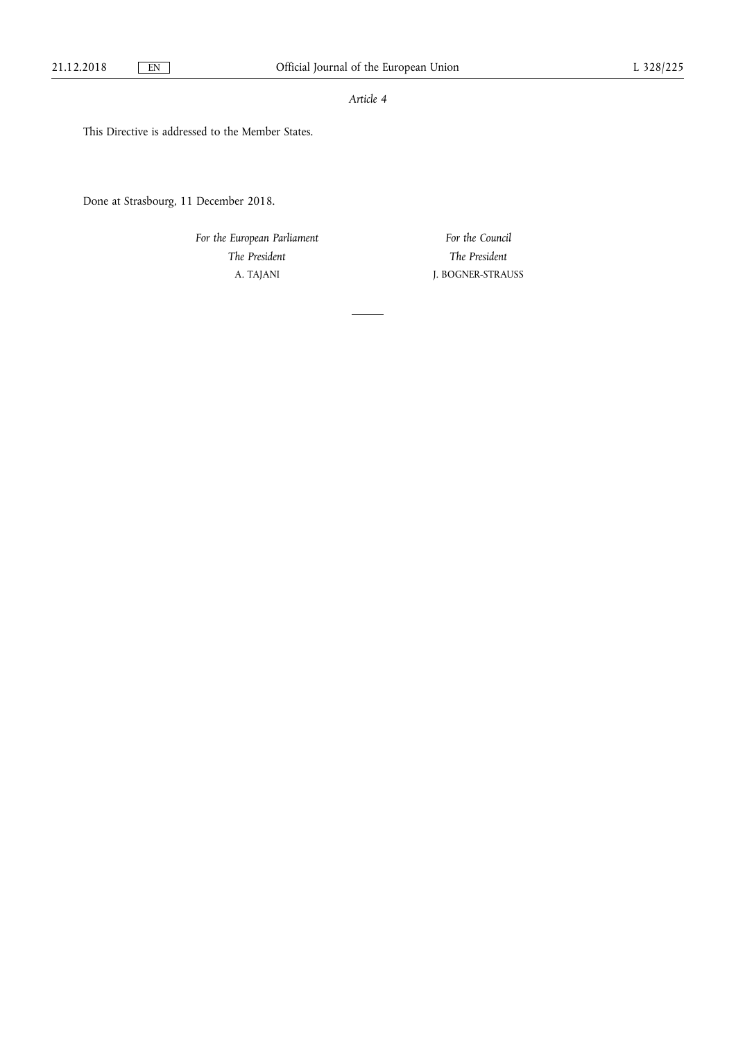*Article 4*

This Directive is addressed to the Member States.

Done at Strasbourg, 11 December 2018.

*For the European Parliament*
*The President*
A. TAJANI

*For the Council*
*The President*
J. BOGNER-STRAUSS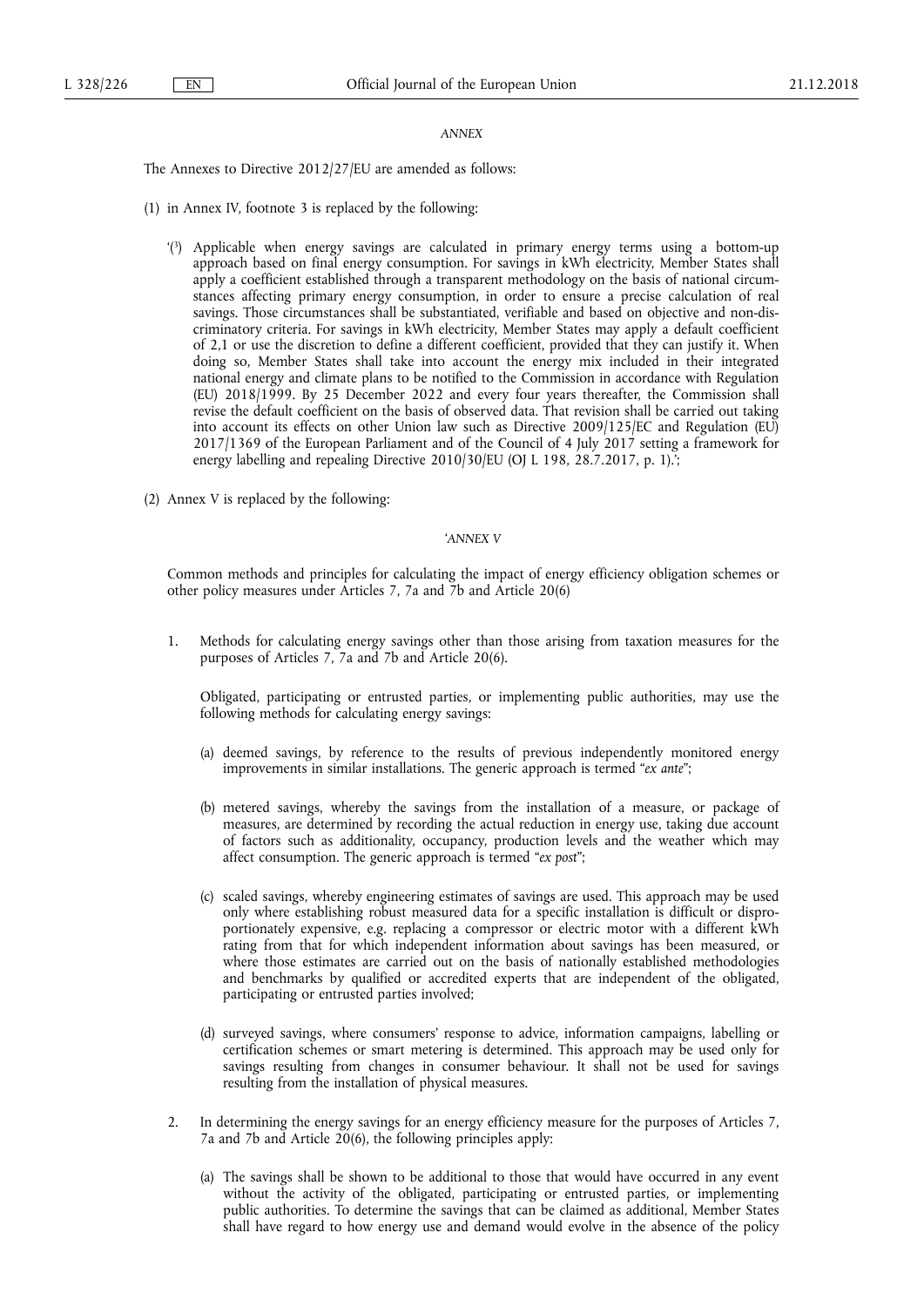*ANNEX*

The Annexes to Directive 2012/27/EU are amended as follows:

(1) in Annex IV, footnote 3 is replaced by the following:

‘([3]) Applicable when energy savings are calculated in primary energy terms using a bottom-up approach based on final energy consumption. For savings in kWh electricity, Member States shall apply a coefficient established through a transparent methodology on the basis of national circumstances affecting primary energy consumption, in order to ensure a precise calculation of real savings. Those circumstances shall be substantiated, verifiable and based on objective and non-discriminatory criteria. For savings in kWh electricity, Member States may apply a default coefficient of 2,1 or use the discretion to define a different coefficient, provided that they can justify it. When doing so, Member States shall take into account the energy mix included in their integrated national energy and climate plans to be notified to the Commission in accordance with Regulation (EU) 2018/1999. By 25 December 2022 and every four years thereafter, the Commission shall revise the default coefficient on the basis of observed data. That revision shall be carried out taking into account its effects on other Union law such as Directive 2009/125/EC and Regulation (EU) 2017/1369 of the European Parliament and of the Council of 4 July 2017 setting a framework for energy labelling and repealing Directive 2010/30/EU (OJ L 198, 28.7.2017, p. 1).’;

(2) Annex V is replaced by the following:

*‘ANNEX V*

Common methods and principles for calculating the impact of energy efficiency obligation schemes or other policy measures under Articles 7, 7a and 7b and Article 20(6)

1. Methods for calculating energy savings other than those arising from taxation measures for the purposes of Articles 7, 7a and 7b and Article 20(6).

   Obligated, participating or entrusted parties, or implementing public authorities, may use the following methods for calculating energy savings:

   (a) deemed savings, by reference to the results of previous independently monitored energy improvements in similar installations. The generic approach is termed “*ex ante*”;

   (b) metered savings, whereby the savings from the installation of a measure, or package of measures, are determined by recording the actual reduction in energy use, taking due account of factors such as additionality, occupancy, production levels and the weather which may affect consumption. The generic approach is termed “*ex post*”;

   (c) scaled savings, whereby engineering estimates of savings are used. This approach may be used only where establishing robust measured data for a specific installation is difficult or disproportionately expensive, e.g. replacing a compressor or electric motor with a different kWh rating from that for which independent information about savings has been measured, or where those estimates are carried out on the basis of nationally established methodologies and benchmarks by qualified or accredited experts that are independent of the obligated, participating or entrusted parties involved;

   (d) surveyed savings, where consumers' response to advice, information campaigns, labelling or certification schemes or smart metering is determined. This approach may be used only for savings resulting from changes in consumer behaviour. It shall not be used for savings resulting from the installation of physical measures.

2. In determining the energy savings for an energy efficiency measure for the purposes of Articles 7, 7a and 7b and Article 20(6), the following principles apply:

   (a) The savings shall be shown to be additional to those that would have occurred in any event without the activity of the obligated, participating or entrusted parties, or implementing public authorities. To determine the savings that can be claimed as additional, Member States shall have regard to how energy use and demand would evolve in the absence of the policy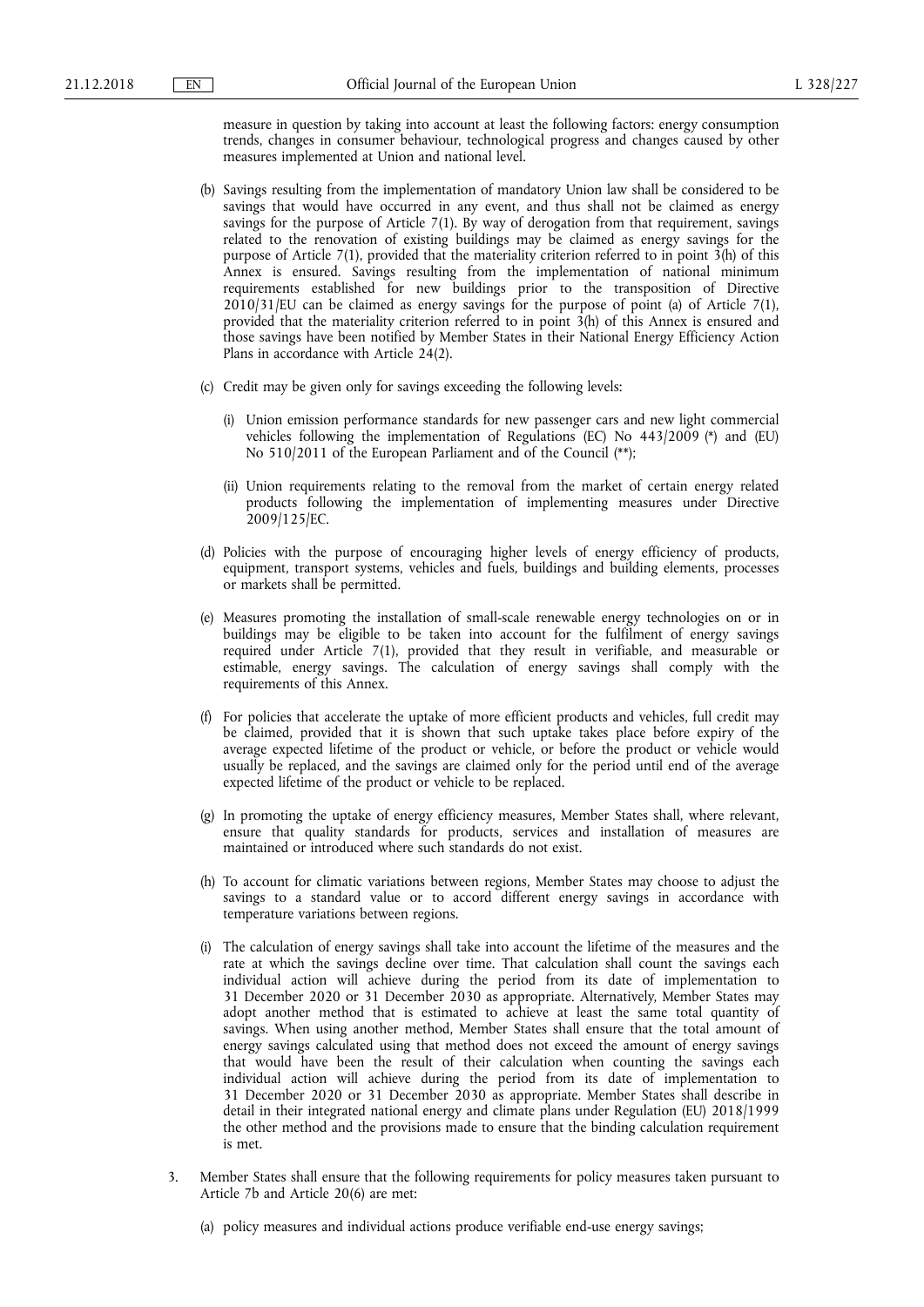measure in question by taking into account at least the following factors: energy consumption trends, changes in consumer behaviour, technological progress and changes caused by other measures implemented at Union and national level.

(b) Savings resulting from the implementation of mandatory Union law shall be considered to be savings that would have occurred in any event, and thus shall not be claimed as energy savings for the purpose of Article 7(1). By way of derogation from that requirement, savings related to the renovation of existing buildings may be claimed as energy savings for the purpose of Article 7(1), provided that the materiality criterion referred to in point 3(h) of this Annex is ensured. Savings resulting from the implementation of national minimum requirements established for new buildings prior to the transposition of Directive 2010/31/EU can be claimed as energy savings for the purpose of point (a) of Article 7(1), provided that the materiality criterion referred to in point 3(h) of this Annex is ensured and those savings have been notified by Member States in their National Energy Efficiency Action Plans in accordance with Article 24(2).

(c) Credit may be given only for savings exceeding the following levels:

(i) Union emission performance standards for new passenger cars and new light commercial vehicles following the implementation of Regulations (EC) No 443/2009 (*) and (EU) No 510/2011 of the European Parliament and of the Council (**);

(ii) Union requirements relating to the removal from the market of certain energy related products following the implementation of implementing measures under Directive 2009/125/EC.

(d) Policies with the purpose of encouraging higher levels of energy efficiency of products, equipment, transport systems, vehicles and fuels, buildings and building elements, processes or markets shall be permitted.

(e) Measures promoting the installation of small-scale renewable energy technologies on or in buildings may be eligible to be taken into account for the fulfilment of energy savings required under Article 7(1), provided that they result in verifiable, and measurable or estimable, energy savings. The calculation of energy savings shall comply with the requirements of this Annex.

(f) For policies that accelerate the uptake of more efficient products and vehicles, full credit may be claimed, provided that it is shown that such uptake takes place before expiry of the average expected lifetime of the product or vehicle, or before the product or vehicle would usually be replaced, and the savings are claimed only for the period until end of the average expected lifetime of the product or vehicle to be replaced.

(g) In promoting the uptake of energy efficiency measures, Member States shall, where relevant, ensure that quality standards for products, services and installation of measures are maintained or introduced where such standards do not exist.

(h) To account for climatic variations between regions, Member States may choose to adjust the savings to a standard value or to accord different energy savings in accordance with temperature variations between regions.

(i) The calculation of energy savings shall take into account the lifetime of the measures and the rate at which the savings decline over time. That calculation shall count the savings each individual action will achieve during the period from its date of implementation to 31 December 2020 or 31 December 2030 as appropriate. Alternatively, Member States may adopt another method that is estimated to achieve at least the same total quantity of savings. When using another method, Member States shall ensure that the total amount of energy savings calculated using that method does not exceed the amount of energy savings that would have been the result of their calculation when counting the savings each individual action will achieve during the period from its date of implementation to 31 December 2020 or 31 December 2030 as appropriate. Member States shall describe in detail in their integrated national energy and climate plans under Regulation (EU) 2018/1999 the other method and the provisions made to ensure that the binding calculation requirement is met.

3. Member States shall ensure that the following requirements for policy measures taken pursuant to Article 7b and Article 20(6) are met:

(a) policy measures and individual actions produce verifiable end-use energy savings;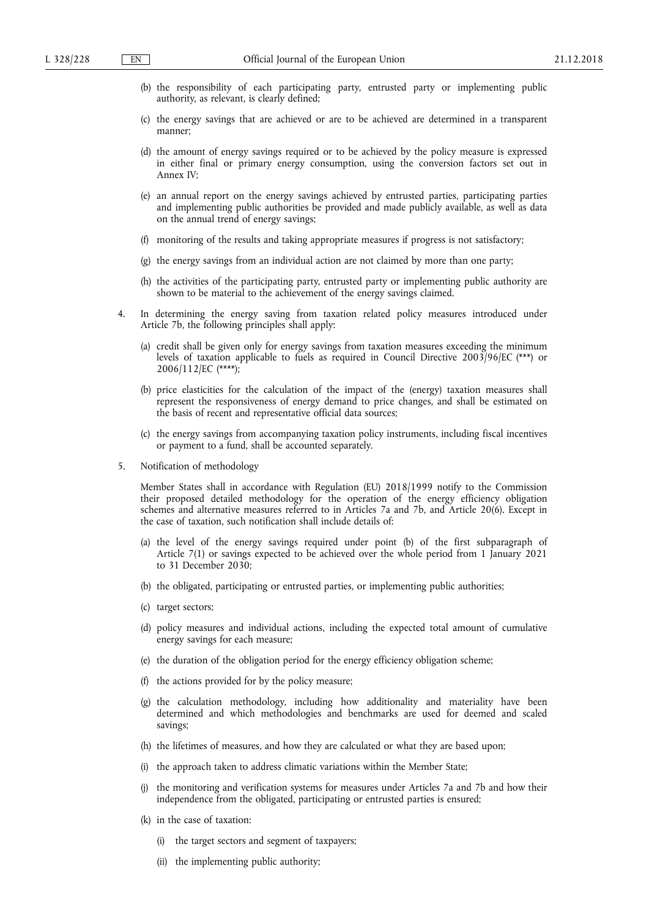(b) the responsibility of each participating party, entrusted party or implementing public authority, as relevant, is clearly defined;

(c) the energy savings that are achieved or are to be achieved are determined in a transparent manner;

(d) the amount of energy savings required or to be achieved by the policy measure is expressed in either final or primary energy consumption, using the conversion factors set out in Annex IV;

(e) an annual report on the energy savings achieved by entrusted parties, participating parties and implementing public authorities be provided and made publicly available, as well as data on the annual trend of energy savings;

(f) monitoring of the results and taking appropriate measures if progress is not satisfactory;

(g) the energy savings from an individual action are not claimed by more than one party;

(h) the activities of the participating party, entrusted party or implementing public authority are shown to be material to the achievement of the energy savings claimed.

4. In determining the energy saving from taxation related policy measures introduced under Article 7b, the following principles shall apply:

(a) credit shall be given only for energy savings from taxation measures exceeding the minimum levels of taxation applicable to fuels as required in Council Directive 2003/96/EC (***) or 2006/112/EC (****);

(b) price elasticities for the calculation of the impact of the (energy) taxation measures shall represent the responsiveness of energy demand to price changes, and shall be estimated on the basis of recent and representative official data sources;

(c) the energy savings from accompanying taxation policy instruments, including fiscal incentives or payment to a fund, shall be accounted separately.

5. Notification of methodology

Member States shall in accordance with Regulation (EU) 2018/1999 notify to the Commission their proposed detailed methodology for the operation of the energy efficiency obligation schemes and alternative measures referred to in Articles 7a and 7b, and Article 20(6). Except in the case of taxation, such notification shall include details of:

(a) the level of the energy savings required under point (b) of the first subparagraph of Article 7(1) or savings expected to be achieved over the whole period from 1 January 2021 to 31 December 2030;

(b) the obligated, participating or entrusted parties, or implementing public authorities;

(c) target sectors;

(d) policy measures and individual actions, including the expected total amount of cumulative energy savings for each measure;

(e) the duration of the obligation period for the energy efficiency obligation scheme;

(f) the actions provided for by the policy measure;

(g) the calculation methodology, including how additionality and materiality have been determined and which methodologies and benchmarks are used for deemed and scaled savings;

(h) the lifetimes of measures, and how they are calculated or what they are based upon;

(i) the approach taken to address climatic variations within the Member State;

(j) the monitoring and verification systems for measures under Articles 7a and 7b and how their independence from the obligated, participating or entrusted parties is ensured;

(k) in the case of taxation:

(i) the target sectors and segment of taxpayers;

(ii) the implementing public authority;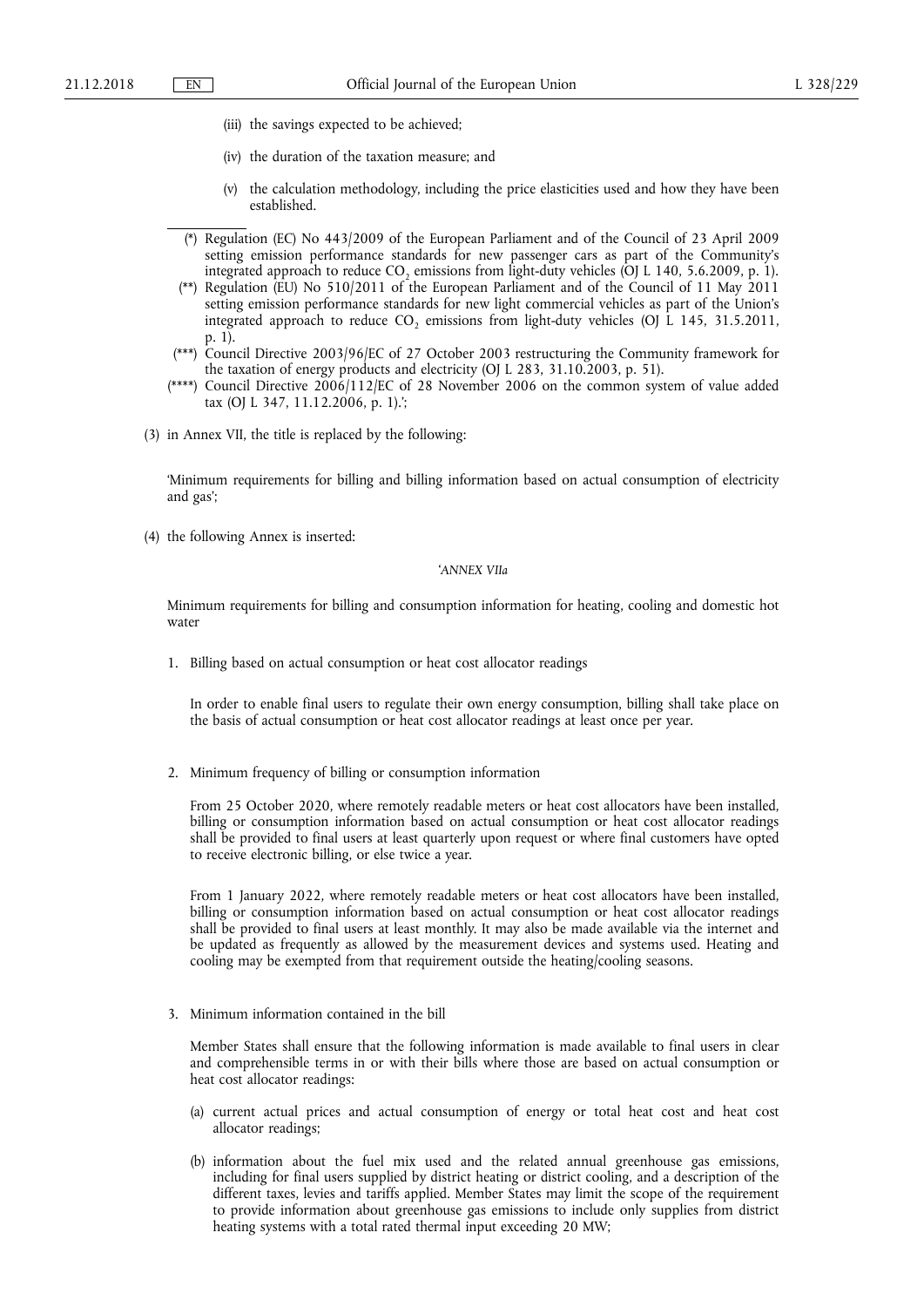(iii) the savings expected to be achieved;

(iv) the duration of the taxation measure; and

(v) the calculation methodology, including the price elasticities used and how they have been established.

---

(*) Regulation (EC) No 443/2009 of the European Parliament and of the Council of 23 April 2009 setting emission performance standards for new passenger cars as part of the Community's integrated approach to reduce $CO_2$ emissions from light-duty vehicles (OJ L 140, 5.6.2009, p. 1).

(**) Regulation (EU) No 510/2011 of the European Parliament and of the Council of 11 May 2011 setting emission performance standards for new light commercial vehicles as part of the Union's integrated approach to reduce $CO_2$ emissions from light-duty vehicles (OJ L 145, 31.5.2011, p. 1).

(***) Council Directive 2003/96/EC of 27 October 2003 restructuring the Community framework for the taxation of energy products and electricity (OJ L 283, 31.10.2003, p. 51).

(****) Council Directive 2006/112/EC of 28 November 2006 on the common system of value added tax (OJ L 347, 11.12.2006, p. 1).';

(3) in Annex VII, the title is replaced by the following:

'Minimum requirements for billing and billing information based on actual consumption of electricity and gas';

(4) the following Annex is inserted:

*'ANNEX VIIa*

Minimum requirements for billing and consumption information for heating, cooling and domestic hot water

1. Billing based on actual consumption or heat cost allocator readings

In order to enable final users to regulate their own energy consumption, billing shall take place on the basis of actual consumption or heat cost allocator readings at least once per year.

2. Minimum frequency of billing or consumption information

From 25 October 2020, where remotely readable meters or heat cost allocators have been installed, billing or consumption information based on actual consumption or heat cost allocator readings shall be provided to final users at least quarterly upon request or where final customers have opted to receive electronic billing, or else twice a year.

From 1 January 2022, where remotely readable meters or heat cost allocators have been installed, billing or consumption information based on actual consumption or heat cost allocator readings shall be provided to final users at least monthly. It may also be made available via the internet and be updated as frequently as allowed by the measurement devices and systems used. Heating and cooling may be exempted from that requirement outside the heating/cooling seasons.

3. Minimum information contained in the bill

Member States shall ensure that the following information is made available to final users in clear and comprehensible terms in or with their bills where those are based on actual consumption or heat cost allocator readings:

(a) current actual prices and actual consumption of energy or total heat cost and heat cost allocator readings;

(b) information about the fuel mix used and the related annual greenhouse gas emissions, including for final users supplied by district heating or district cooling, and a description of the different taxes, levies and tariffs applied. Member States may limit the scope of the requirement to provide information about greenhouse gas emissions to include only supplies from district heating systems with a total rated thermal input exceeding 20 MW;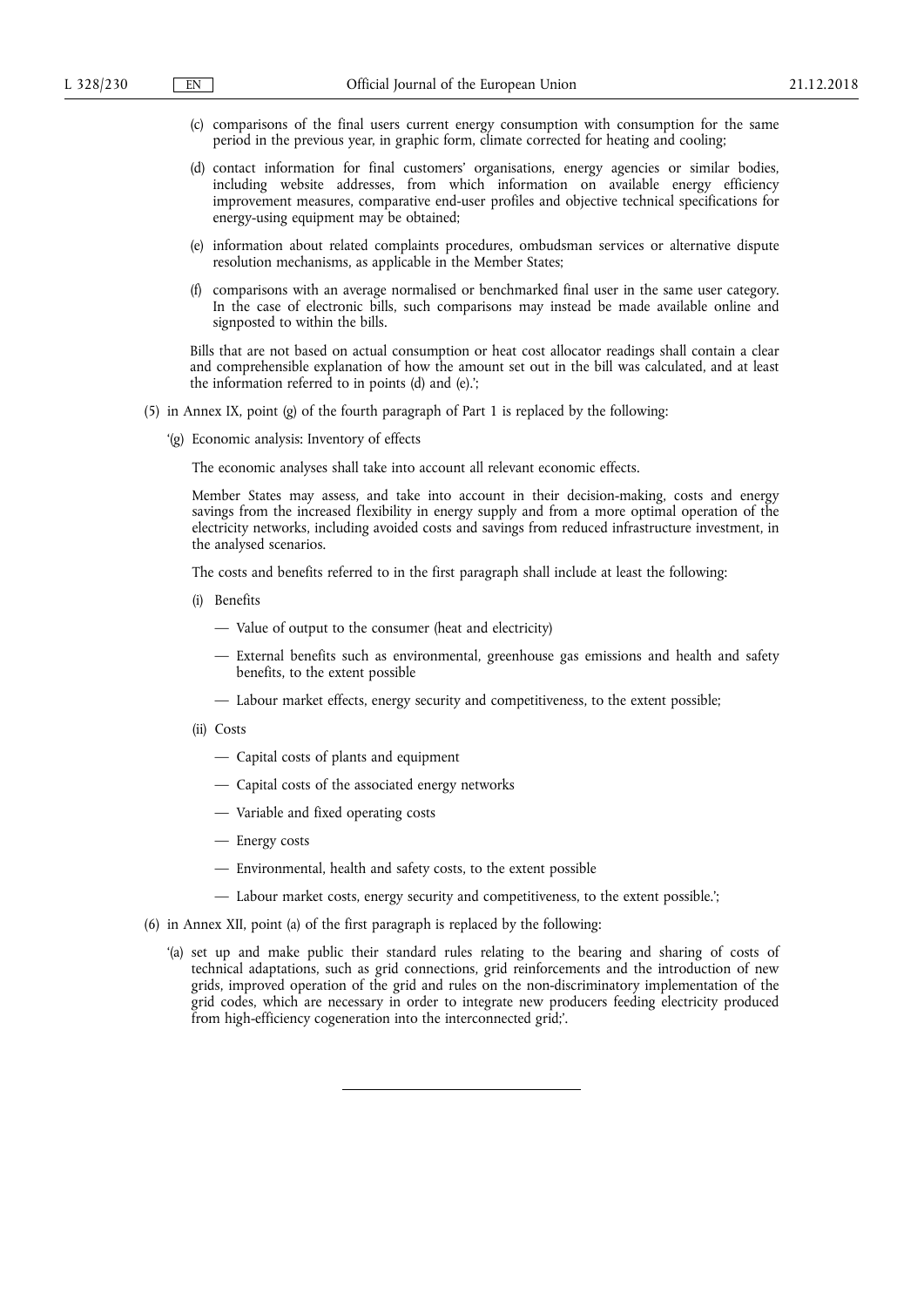(c) comparisons of the final users current energy consumption with consumption for the same period in the previous year, in graphic form, climate corrected for heating and cooling;

(d) contact information for final customers' organisations, energy agencies or similar bodies, including website addresses, from which information on available energy efficiency improvement measures, comparative end-user profiles and objective technical specifications for energy-using equipment may be obtained;

(e) information about related complaints procedures, ombudsman services or alternative dispute resolution mechanisms, as applicable in the Member States;

(f) comparisons with an average normalised or benchmarked final user in the same user category. In the case of electronic bills, such comparisons may instead be made available online and signposted to within the bills.

Bills that are not based on actual consumption or heat cost allocator readings shall contain a clear and comprehensible explanation of how the amount set out in the bill was calculated, and at least the information referred to in points (d) and (e).';

(5) in Annex IX, point (g) of the fourth paragraph of Part 1 is replaced by the following:

'(g) Economic analysis: Inventory of effects

The economic analyses shall take into account all relevant economic effects.

Member States may assess, and take into account in their decision-making, costs and energy savings from the increased flexibility in energy supply and from a more optimal operation of the electricity networks, including avoided costs and savings from reduced infrastructure investment, in the analysed scenarios.

The costs and benefits referred to in the first paragraph shall include at least the following:

(i) Benefits

— Value of output to the consumer (heat and electricity)

— External benefits such as environmental, greenhouse gas emissions and health and safety benefits, to the extent possible

— Labour market effects, energy security and competitiveness, to the extent possible;

(ii) Costs

— Capital costs of plants and equipment

— Capital costs of the associated energy networks

— Variable and fixed operating costs

— Energy costs

— Environmental, health and safety costs, to the extent possible

— Labour market costs, energy security and competitiveness, to the extent possible.';

(6) in Annex XII, point (a) of the first paragraph is replaced by the following:

'(a) set up and make public their standard rules relating to the bearing and sharing of costs of technical adaptations, such as grid connections, grid reinforcements and the introduction of new grids, improved operation of the grid and rules on the non-discriminatory implementation of the grid codes, which are necessary in order to integrate new producers feeding electricity produced from high-efficiency cogeneration into the interconnected grid;'.